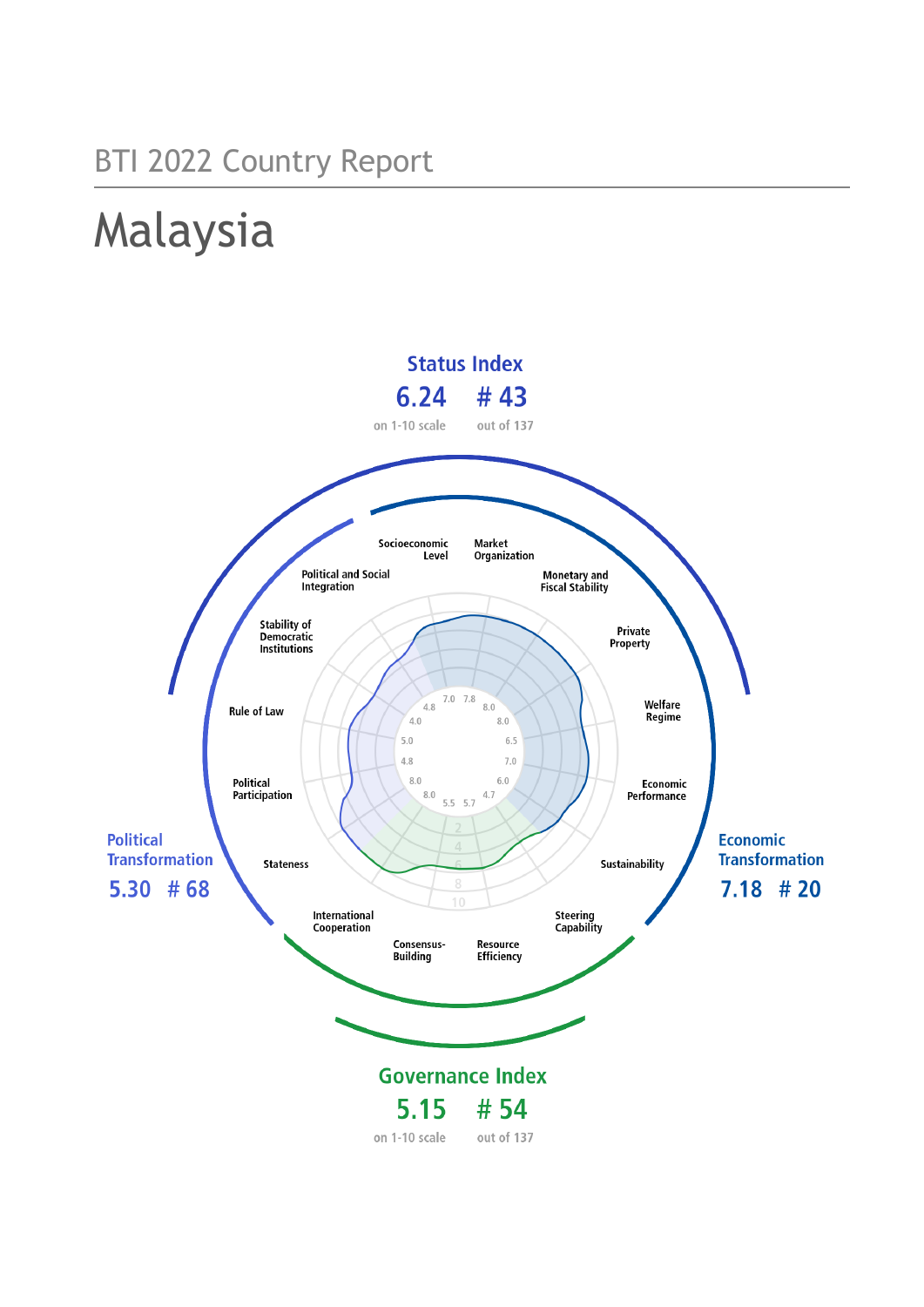BTI 2022 Country Report

# Malaysia

## Status Index

6.24 on 1-10 scale

# 43 out of 137

## Political Transformation

5.30 # 68

## Economic Transformation

7.18 # 20

## Governance Index

5.15 on 1-10 scale

# 54 out of 137

| Criterion | Score |
|---|---|
| Stateness | 8.0 |
| Political Participation | 4.8 |
| Rule of Law | 5.0 |
| Stability of Democratic Institutions | 4.0 |
| Political and Social Integration | 4.8 |
| Socioeconomic Level | 7.0 |
| Market Organization | 7.8 |
| Monetary and Fiscal Stability | 8.0 |
| Private Property | 8.0 |
| Welfare Regime | 6.5 |
| Economic Performance | 7.0 |
| Sustainability | 6.0 |
| Steering Capability | 4.7 |
| Resource Efficiency | 5.7 |
| Consensus-Building | 5.5 |
| International Cooperation | 8.0 |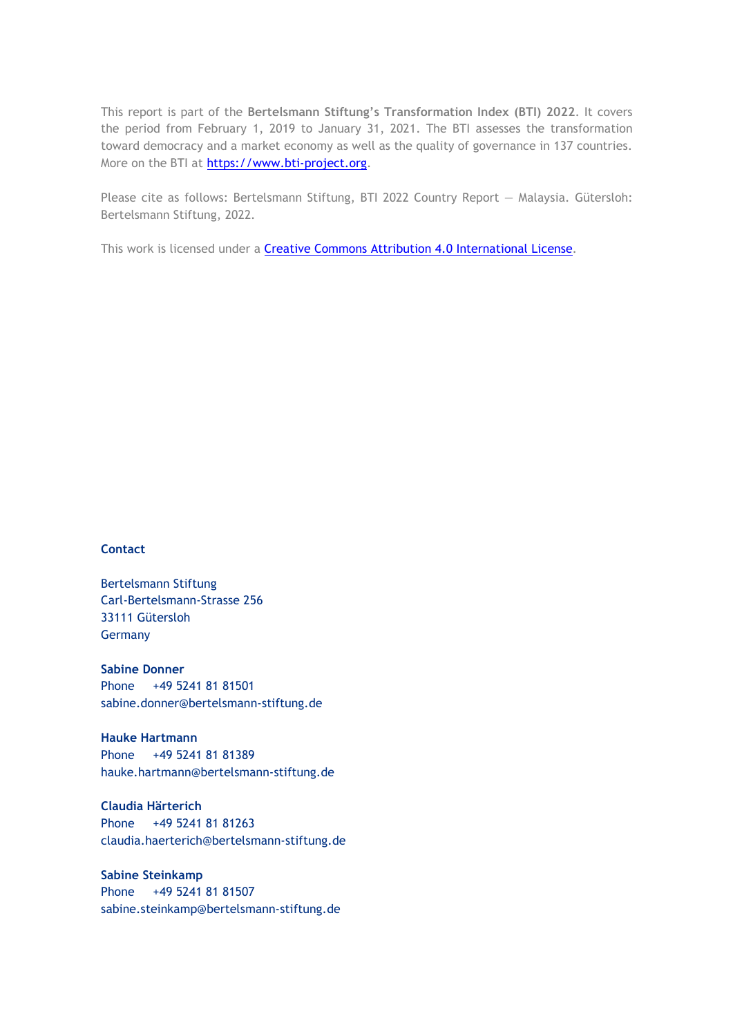This report is part of the **Bertelsmann Stiftung's Transformation Index (BTI) 2022**. It covers the period from February 1, 2019 to January 31, 2021. The BTI assesses the transformation toward democracy and a market economy as well as the quality of governance in 137 countries. More on the BTI at [https://www.bti-project.org](https://www.bti-project.org).

Please cite as follows: Bertelsmann Stiftung, BTI 2022 Country Report — Malaysia. Gütersloh: Bertelsmann Stiftung, 2022.

This work is licensed under a [Creative Commons Attribution 4.0 International License](https://creativecommons.org/licenses/by/4.0/).

**Contact**

Bertelsmann Stiftung
Carl-Bertelsmann-Strasse 256
33111 Gütersloh
Germany

**Sabine Donner**
Phone +49 5241 81 81501
sabine.donner@bertelsmann-stiftung.de

**Hauke Hartmann**
Phone +49 5241 81 81389
hauke.hartmann@bertelsmann-stiftung.de

**Claudia Härterich**
Phone +49 5241 81 81263
claudia.haerterich@bertelsmann-stiftung.de

**Sabine Steinkamp**
Phone +49 5241 81 81507
sabine.steinkamp@bertelsmann-stiftung.de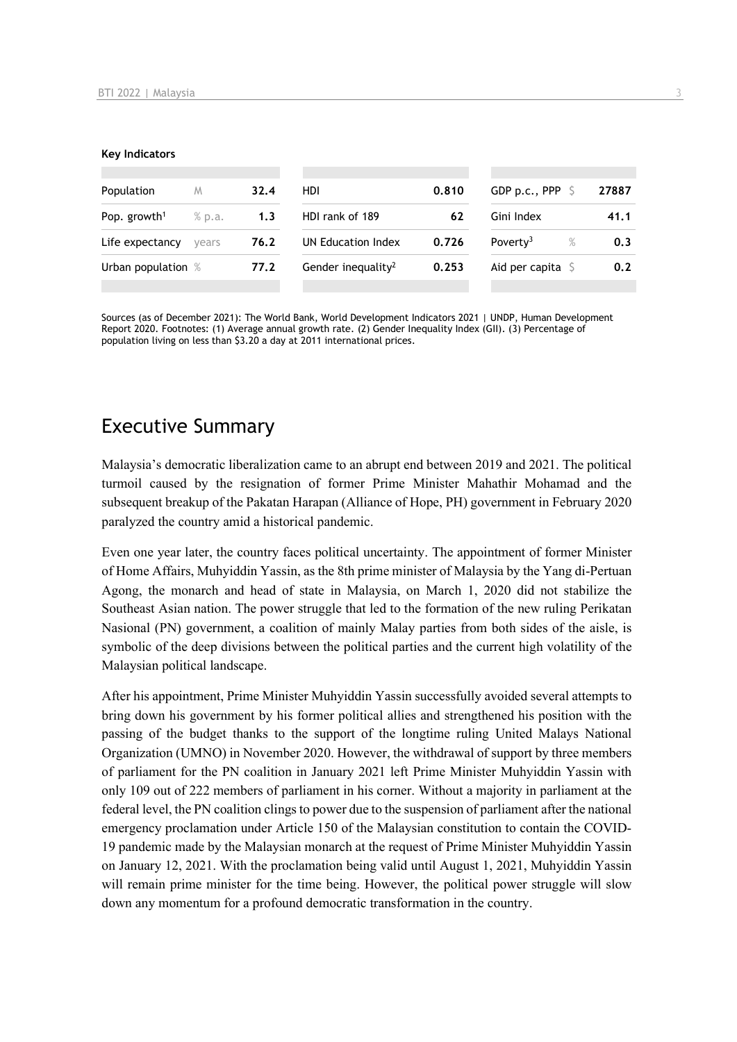**Key Indicators**

| | | | | | | | |
|---|---|---|---|---|---|---|---|
| Population | M | 32.4 | HDI | 0.810 | GDP p.c., PPP | $ | 27887 |
| Pop. growth[1] | % p.a. | 1.3 | HDI rank of 189 | 62 | Gini Index | | 41.1 |
| Life expectancy | years | 76.2 | UN Education Index | 0.726 | Poverty[3] | % | 0.3 |
| Urban population | % | 77.2 | Gender inequality[2] | 0.253 | Aid per capita | $ | 0.2 |

Sources (as of December 2021): The World Bank, World Development Indicators 2021 | UNDP, Human Development Report 2020. Footnotes: (1) Average annual growth rate. (2) Gender Inequality Index (GII). (3) Percentage of population living on less than $3.20 a day at 2011 international prices.

# Executive Summary

Malaysia's democratic liberalization came to an abrupt end between 2019 and 2021. The political turmoil caused by the resignation of former Prime Minister Mahathir Mohamad and the subsequent breakup of the Pakatan Harapan (Alliance of Hope, PH) government in February 2020 paralyzed the country amid a historical pandemic.

Even one year later, the country faces political uncertainty. The appointment of former Minister of Home Affairs, Muhyiddin Yassin, as the 8th prime minister of Malaysia by the Yang di-Pertuan Agong, the monarch and head of state in Malaysia, on March 1, 2020 did not stabilize the Southeast Asian nation. The power struggle that led to the formation of the new ruling Perikatan Nasional (PN) government, a coalition of mainly Malay parties from both sides of the aisle, is symbolic of the deep divisions between the political parties and the current high volatility of the Malaysian political landscape.

After his appointment, Prime Minister Muhyiddin Yassin successfully avoided several attempts to bring down his government by his former political allies and strengthened his position with the passing of the budget thanks to the support of the longtime ruling United Malays National Organization (UMNO) in November 2020. However, the withdrawal of support by three members of parliament for the PN coalition in January 2021 left Prime Minister Muhyiddin Yassin with only 109 out of 222 members of parliament in his corner. Without a majority in parliament at the federal level, the PN coalition clings to power due to the suspension of parliament after the national emergency proclamation under Article 150 of the Malaysian constitution to contain the COVID-19 pandemic made by the Malaysian monarch at the request of Prime Minister Muhyiddin Yassin on January 12, 2021. With the proclamation being valid until August 1, 2021, Muhyiddin Yassin will remain prime minister for the time being. However, the political power struggle will slow down any momentum for a profound democratic transformation in the country.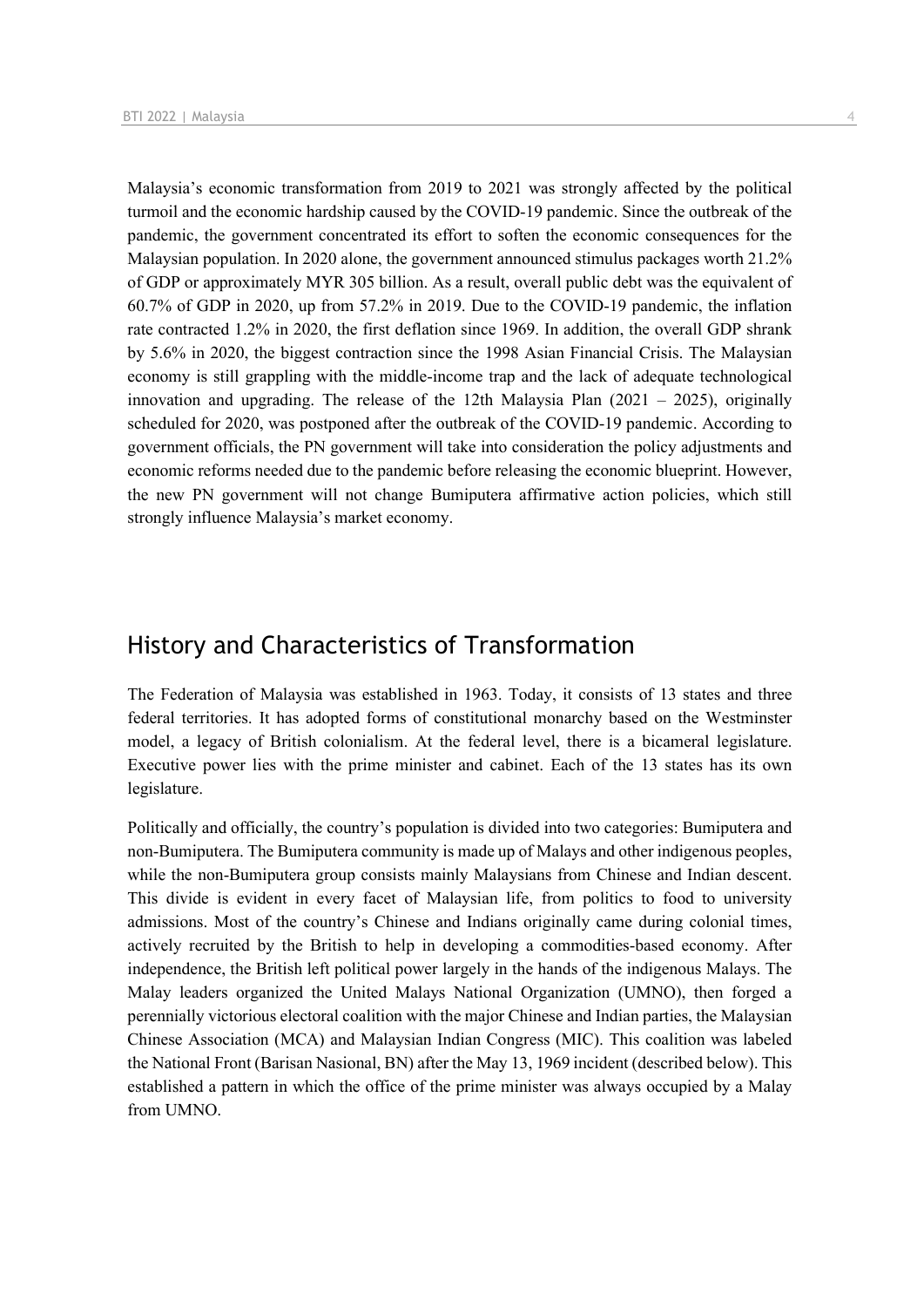Malaysia's economic transformation from 2019 to 2021 was strongly affected by the political turmoil and the economic hardship caused by the COVID-19 pandemic. Since the outbreak of the pandemic, the government concentrated its effort to soften the economic consequences for the Malaysian population. In 2020 alone, the government announced stimulus packages worth 21.2% of GDP or approximately MYR 305 billion. As a result, overall public debt was the equivalent of 60.7% of GDP in 2020, up from 57.2% in 2019. Due to the COVID-19 pandemic, the inflation rate contracted 1.2% in 2020, the first deflation since 1969. In addition, the overall GDP shrank by 5.6% in 2020, the biggest contraction since the 1998 Asian Financial Crisis. The Malaysian economy is still grappling with the middle-income trap and the lack of adequate technological innovation and upgrading. The release of the 12th Malaysia Plan (2021 – 2025), originally scheduled for 2020, was postponed after the outbreak of the COVID-19 pandemic. According to government officials, the PN government will take into consideration the policy adjustments and economic reforms needed due to the pandemic before releasing the economic blueprint. However, the new PN government will not change Bumiputera affirmative action policies, which still strongly influence Malaysia's market economy.

## History and Characteristics of Transformation

The Federation of Malaysia was established in 1963. Today, it consists of 13 states and three federal territories. It has adopted forms of constitutional monarchy based on the Westminster model, a legacy of British colonialism. At the federal level, there is a bicameral legislature. Executive power lies with the prime minister and cabinet. Each of the 13 states has its own legislature.

Politically and officially, the country's population is divided into two categories: Bumiputera and non-Bumiputera. The Bumiputera community is made up of Malays and other indigenous peoples, while the non-Bumiputera group consists mainly Malaysians from Chinese and Indian descent. This divide is evident in every facet of Malaysian life, from politics to food to university admissions. Most of the country's Chinese and Indians originally came during colonial times, actively recruited by the British to help in developing a commodities-based economy. After independence, the British left political power largely in the hands of the indigenous Malays. The Malay leaders organized the United Malays National Organization (UMNO), then forged a perennially victorious electoral coalition with the major Chinese and Indian parties, the Malaysian Chinese Association (MCA) and Malaysian Indian Congress (MIC). This coalition was labeled the National Front (Barisan Nasional, BN) after the May 13, 1969 incident (described below). This established a pattern in which the office of the prime minister was always occupied by a Malay from UMNO.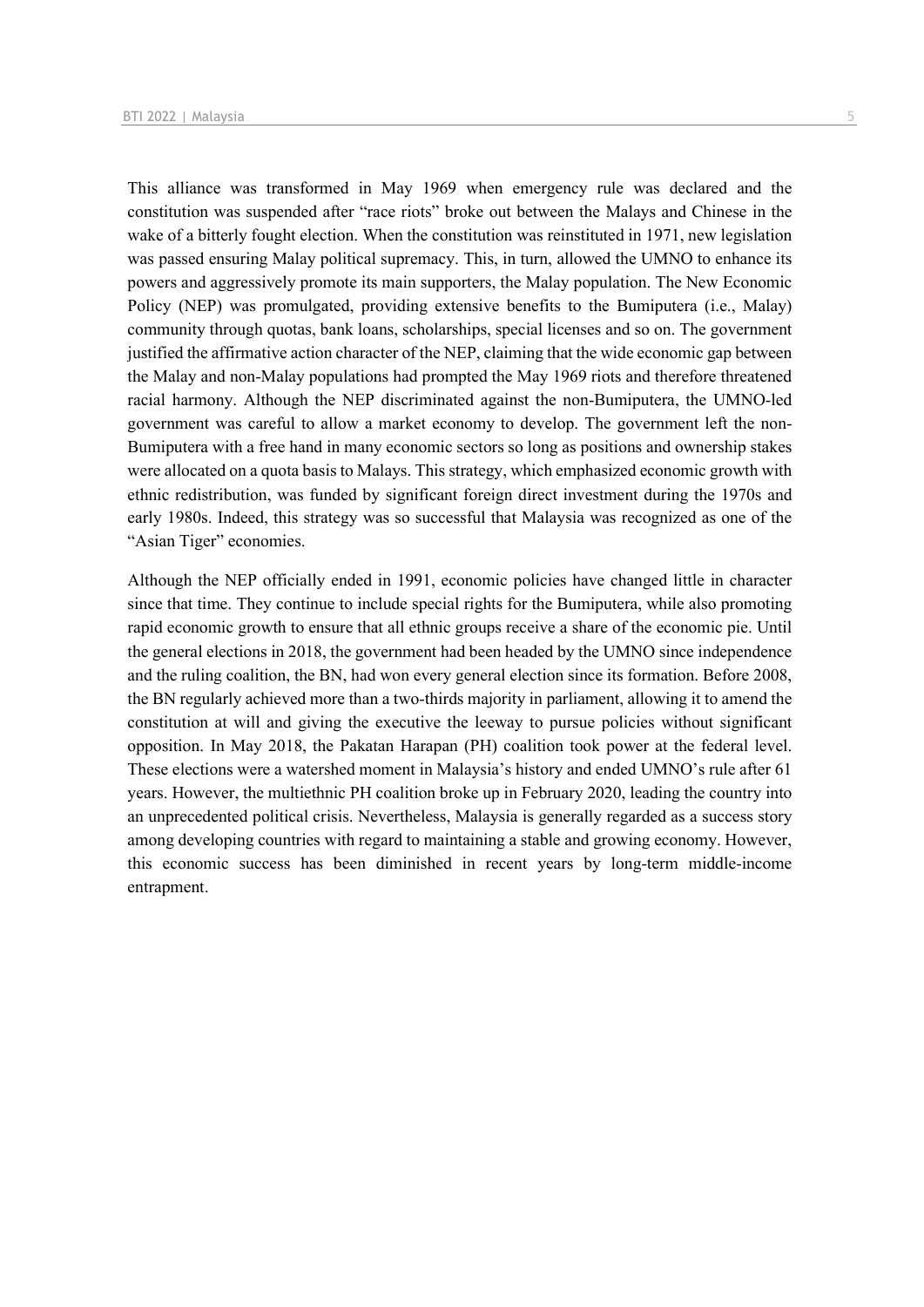This alliance was transformed in May 1969 when emergency rule was declared and the constitution was suspended after "race riots" broke out between the Malays and Chinese in the wake of a bitterly fought election. When the constitution was reinstituted in 1971, new legislation was passed ensuring Malay political supremacy. This, in turn, allowed the UMNO to enhance its powers and aggressively promote its main supporters, the Malay population. The New Economic Policy (NEP) was promulgated, providing extensive benefits to the Bumiputera (i.e., Malay) community through quotas, bank loans, scholarships, special licenses and so on. The government justified the affirmative action character of the NEP, claiming that the wide economic gap between the Malay and non-Malay populations had prompted the May 1969 riots and therefore threatened racial harmony. Although the NEP discriminated against the non-Bumiputera, the UMNO-led government was careful to allow a market economy to develop. The government left the non-Bumiputera with a free hand in many economic sectors so long as positions and ownership stakes were allocated on a quota basis to Malays. This strategy, which emphasized economic growth with ethnic redistribution, was funded by significant foreign direct investment during the 1970s and early 1980s. Indeed, this strategy was so successful that Malaysia was recognized as one of the "Asian Tiger" economies.

Although the NEP officially ended in 1991, economic policies have changed little in character since that time. They continue to include special rights for the Bumiputera, while also promoting rapid economic growth to ensure that all ethnic groups receive a share of the economic pie. Until the general elections in 2018, the government had been headed by the UMNO since independence and the ruling coalition, the BN, had won every general election since its formation. Before 2008, the BN regularly achieved more than a two-thirds majority in parliament, allowing it to amend the constitution at will and giving the executive the leeway to pursue policies without significant opposition. In May 2018, the Pakatan Harapan (PH) coalition took power at the federal level. These elections were a watershed moment in Malaysia's history and ended UMNO's rule after 61 years. However, the multiethnic PH coalition broke up in February 2020, leading the country into an unprecedented political crisis. Nevertheless, Malaysia is generally regarded as a success story among developing countries with regard to maintaining a stable and growing economy. However, this economic success has been diminished in recent years by long-term middle-income entrapment.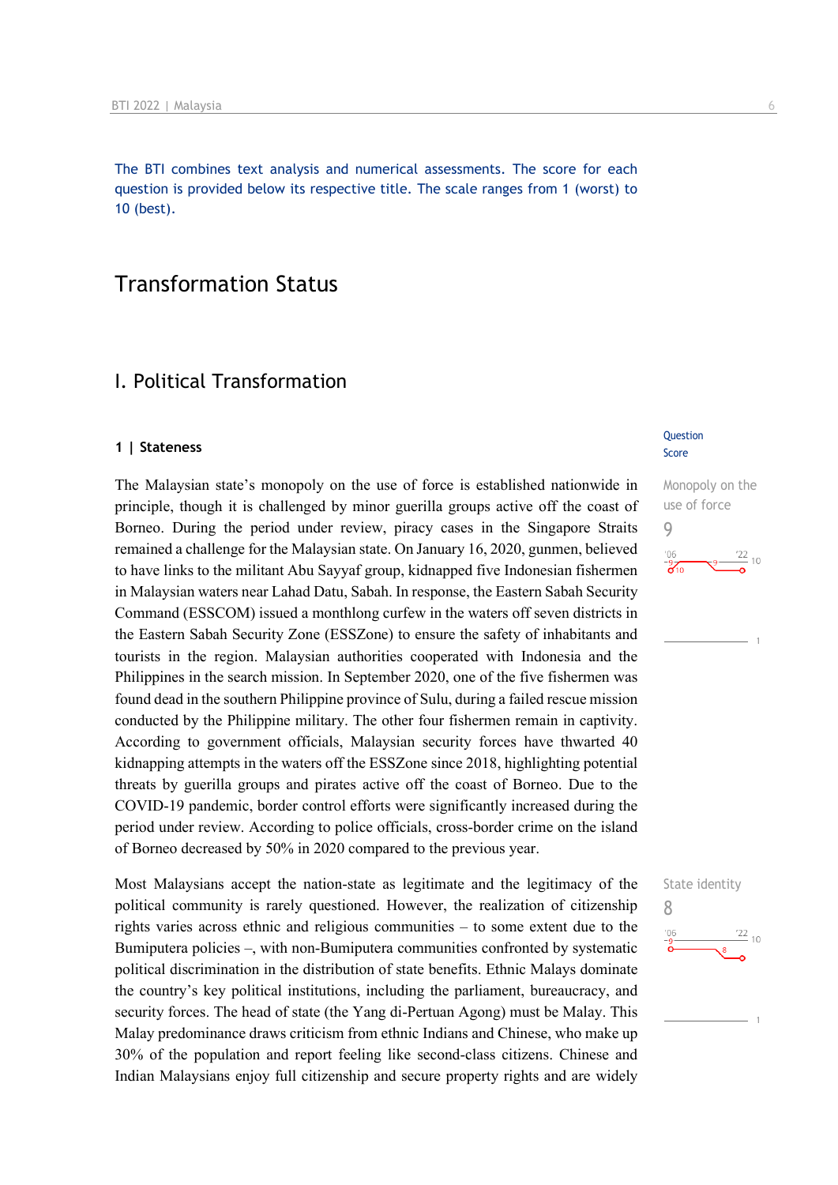The BTI combines text analysis and numerical assessments. The score for each question is provided below its respective title. The scale ranges from 1 (worst) to 10 (best).

# Transformation Status

## I. Political Transformation

### 1 | Stateness

Question Score

Monopoly on the use of force
9

The Malaysian state's monopoly on the use of force is established nationwide in principle, though it is challenged by minor guerilla groups active off the coast of Borneo. During the period under review, piracy cases in the Singapore Straits remained a challenge for the Malaysian state. On January 16, 2020, gunmen, believed to have links to the militant Abu Sayyaf group, kidnapped five Indonesian fishermen in Malaysian waters near Lahad Datu, Sabah. In response, the Eastern Sabah Security Command (ESSCOM) issued a monthlong curfew in the waters off seven districts in the Eastern Sabah Security Zone (ESSZone) to ensure the safety of inhabitants and tourists in the region. Malaysian authorities cooperated with Indonesia and the Philippines in the search mission. In September 2020, one of the five fishermen was found dead in the southern Philippine province of Sulu, during a failed rescue mission conducted by the Philippine military. The other four fishermen remain in captivity. According to government officials, Malaysian security forces have thwarted 40 kidnapping attempts in the waters off the ESSZone since 2018, highlighting potential threats by guerilla groups and pirates active off the coast of Borneo. Due to the COVID-19 pandemic, border control efforts were significantly increased during the period under review. According to police officials, cross-border crime on the island of Borneo decreased by 50% in 2020 compared to the previous year.

State identity
8

Most Malaysians accept the nation-state as legitimate and the legitimacy of the political community is rarely questioned. However, the realization of citizenship rights varies across ethnic and religious communities – to some extent due to the Bumiputera policies –, with non-Bumiputera communities confronted by systematic political discrimination in the distribution of state benefits. Ethnic Malays dominate the country's key political institutions, including the parliament, bureaucracy, and security forces. The head of state (the Yang di-Pertuan Agong) must be Malay. This Malay predominance draws criticism from ethnic Indians and Chinese, who make up 30% of the population and report feeling like second-class citizens. Chinese and Indian Malaysians enjoy full citizenship and secure property rights and are widely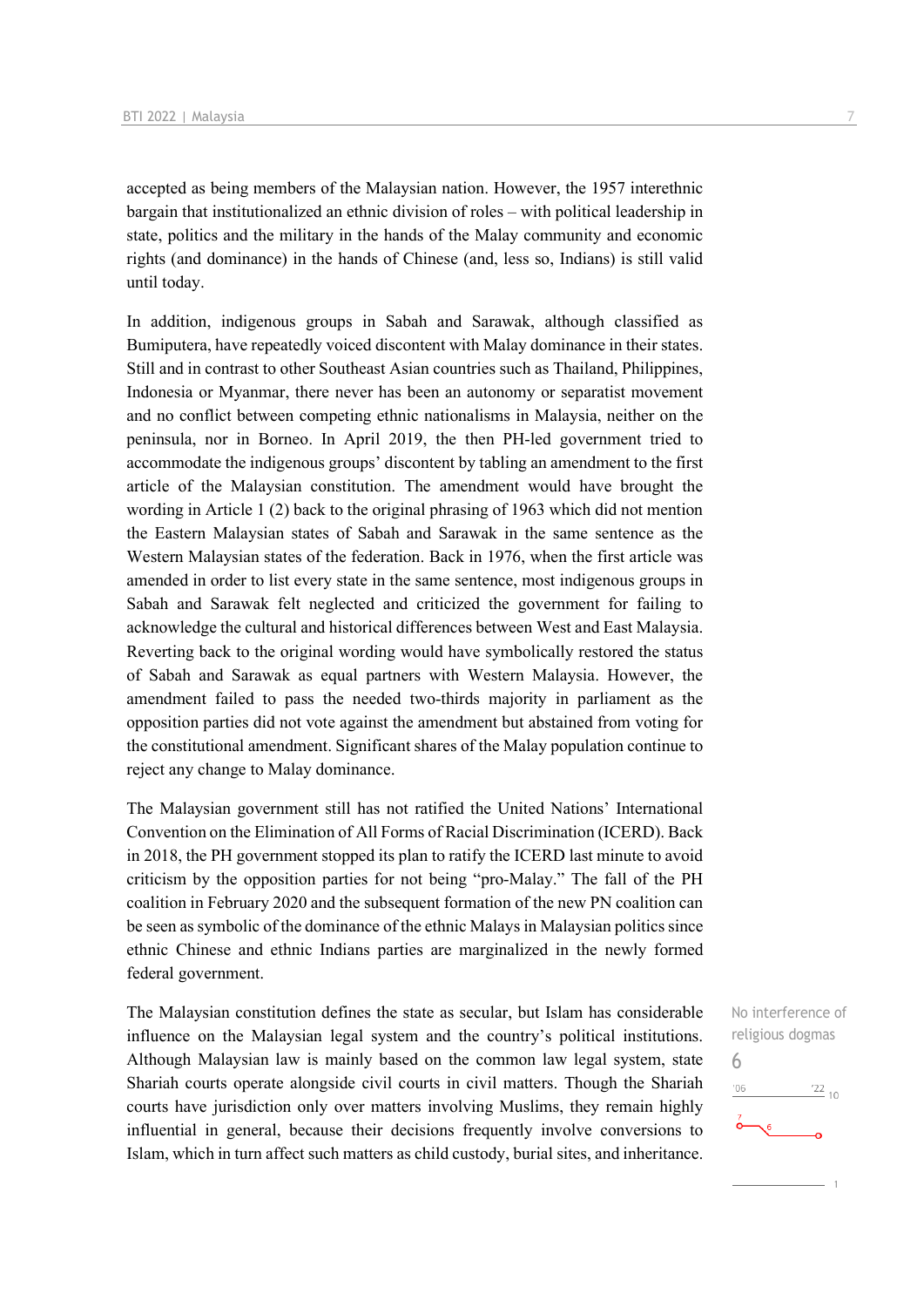accepted as being members of the Malaysian nation. However, the 1957 interethnic bargain that institutionalized an ethnic division of roles – with political leadership in state, politics and the military in the hands of the Malay community and economic rights (and dominance) in the hands of Chinese (and, less so, Indians) is still valid until today.

In addition, indigenous groups in Sabah and Sarawak, although classified as Bumiputera, have repeatedly voiced discontent with Malay dominance in their states. Still and in contrast to other Southeast Asian countries such as Thailand, Philippines, Indonesia or Myanmar, there never has been an autonomy or separatist movement and no conflict between competing ethnic nationalisms in Malaysia, neither on the peninsula, nor in Borneo. In April 2019, the then PH-led government tried to accommodate the indigenous groups' discontent by tabling an amendment to the first article of the Malaysian constitution. The amendment would have brought the wording in Article 1 (2) back to the original phrasing of 1963 which did not mention the Eastern Malaysian states of Sabah and Sarawak in the same sentence as the Western Malaysian states of the federation. Back in 1976, when the first article was amended in order to list every state in the same sentence, most indigenous groups in Sabah and Sarawak felt neglected and criticized the government for failing to acknowledge the cultural and historical differences between West and East Malaysia. Reverting back to the original wording would have symbolically restored the status of Sabah and Sarawak as equal partners with Western Malaysia. However, the amendment failed to pass the needed two-thirds majority in parliament as the opposition parties did not vote against the amendment but abstained from voting for the constitutional amendment. Significant shares of the Malay population continue to reject any change to Malay dominance.

The Malaysian government still has not ratified the United Nations' International Convention on the Elimination of All Forms of Racial Discrimination (ICERD). Back in 2018, the PH government stopped its plan to ratify the ICERD last minute to avoid criticism by the opposition parties for not being "pro-Malay." The fall of the PH coalition in February 2020 and the subsequent formation of the new PN coalition can be seen as symbolic of the dominance of the ethnic Malays in Malaysian politics since ethnic Chinese and ethnic Indians parties are marginalized in the newly formed federal government.

No interference of religious dogmas
6

The Malaysian constitution defines the state as secular, but Islam has considerable influence on the Malaysian legal system and the country's political institutions. Although Malaysian law is mainly based on the common law legal system, state Shariah courts operate alongside civil courts in civil matters. Though the Shariah courts have jurisdiction only over matters involving Muslims, they remain highly influential in general, because their decisions frequently involve conversions to Islam, which in turn affect such matters as child custody, burial sites, and inheritance.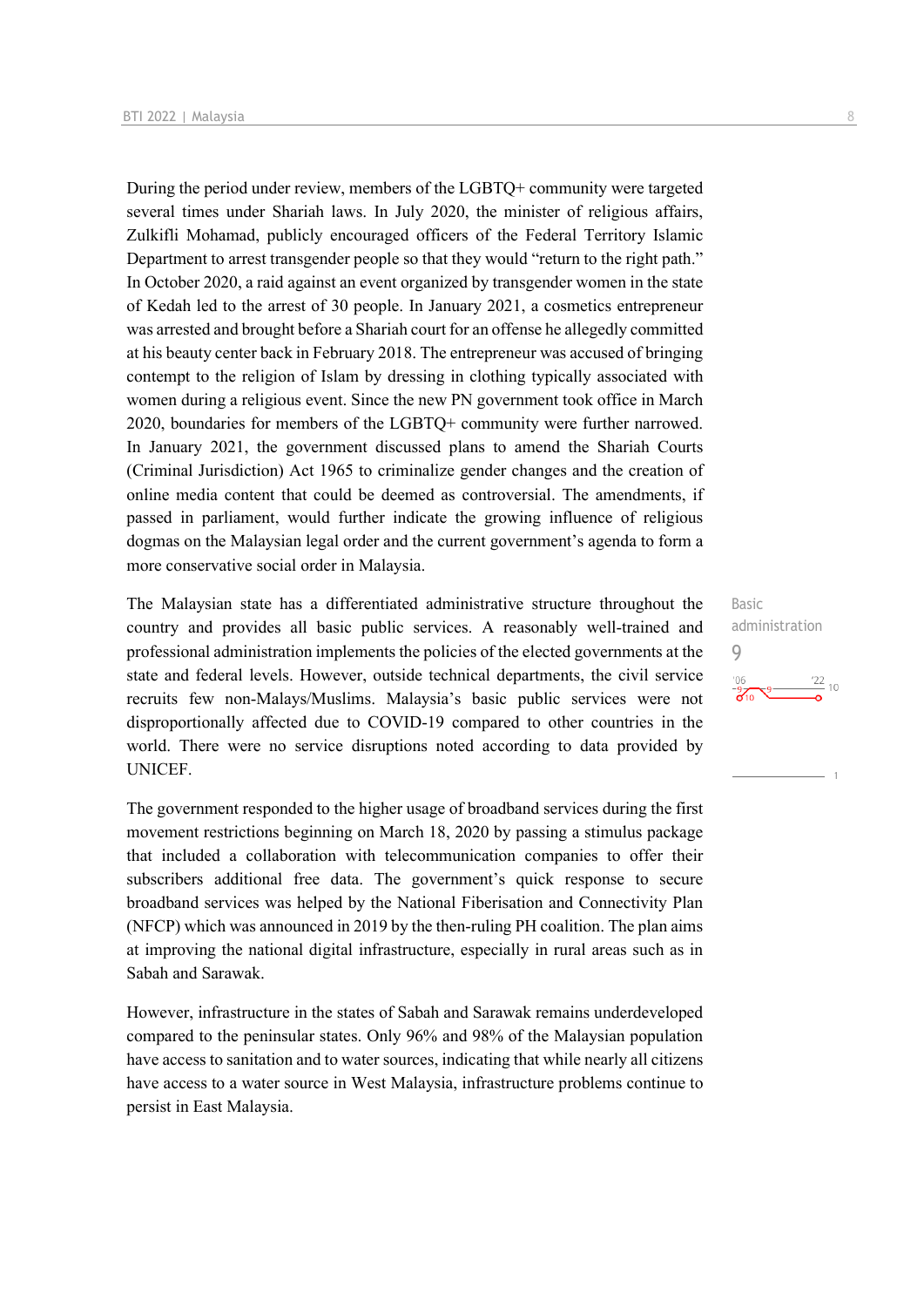During the period under review, members of the LGBTQ+ community were targeted several times under Shariah laws. In July 2020, the minister of religious affairs, Zulkifli Mohamad, publicly encouraged officers of the Federal Territory Islamic Department to arrest transgender people so that they would "return to the right path." In October 2020, a raid against an event organized by transgender women in the state of Kedah led to the arrest of 30 people. In January 2021, a cosmetics entrepreneur was arrested and brought before a Shariah court for an offense he allegedly committed at his beauty center back in February 2018. The entrepreneur was accused of bringing contempt to the religion of Islam by dressing in clothing typically associated with women during a religious event. Since the new PN government took office in March 2020, boundaries for members of the LGBTQ+ community were further narrowed. In January 2021, the government discussed plans to amend the Shariah Courts (Criminal Jurisdiction) Act 1965 to criminalize gender changes and the creation of online media content that could be deemed as controversial. The amendments, if passed in parliament, would further indicate the growing influence of religious dogmas on the Malaysian legal order and the current government's agenda to form a more conservative social order in Malaysia.

Basic administration
9

The Malaysian state has a differentiated administrative structure throughout the country and provides all basic public services. A reasonably well-trained and professional administration implements the policies of the elected governments at the state and federal levels. However, outside technical departments, the civil service recruits few non-Malays/Muslims. Malaysia's basic public services were not disproportionally affected due to COVID-19 compared to other countries in the world. There were no service disruptions noted according to data provided by UNICEF.

The government responded to the higher usage of broadband services during the first movement restrictions beginning on March 18, 2020 by passing a stimulus package that included a collaboration with telecommunication companies to offer their subscribers additional free data. The government's quick response to secure broadband services was helped by the National Fiberisation and Connectivity Plan (NFCP) which was announced in 2019 by the then-ruling PH coalition. The plan aims at improving the national digital infrastructure, especially in rural areas such as in Sabah and Sarawak.

However, infrastructure in the states of Sabah and Sarawak remains underdeveloped compared to the peninsular states. Only 96% and 98% of the Malaysian population have access to sanitation and to water sources, indicating that while nearly all citizens have access to a water source in West Malaysia, infrastructure problems continue to persist in East Malaysia.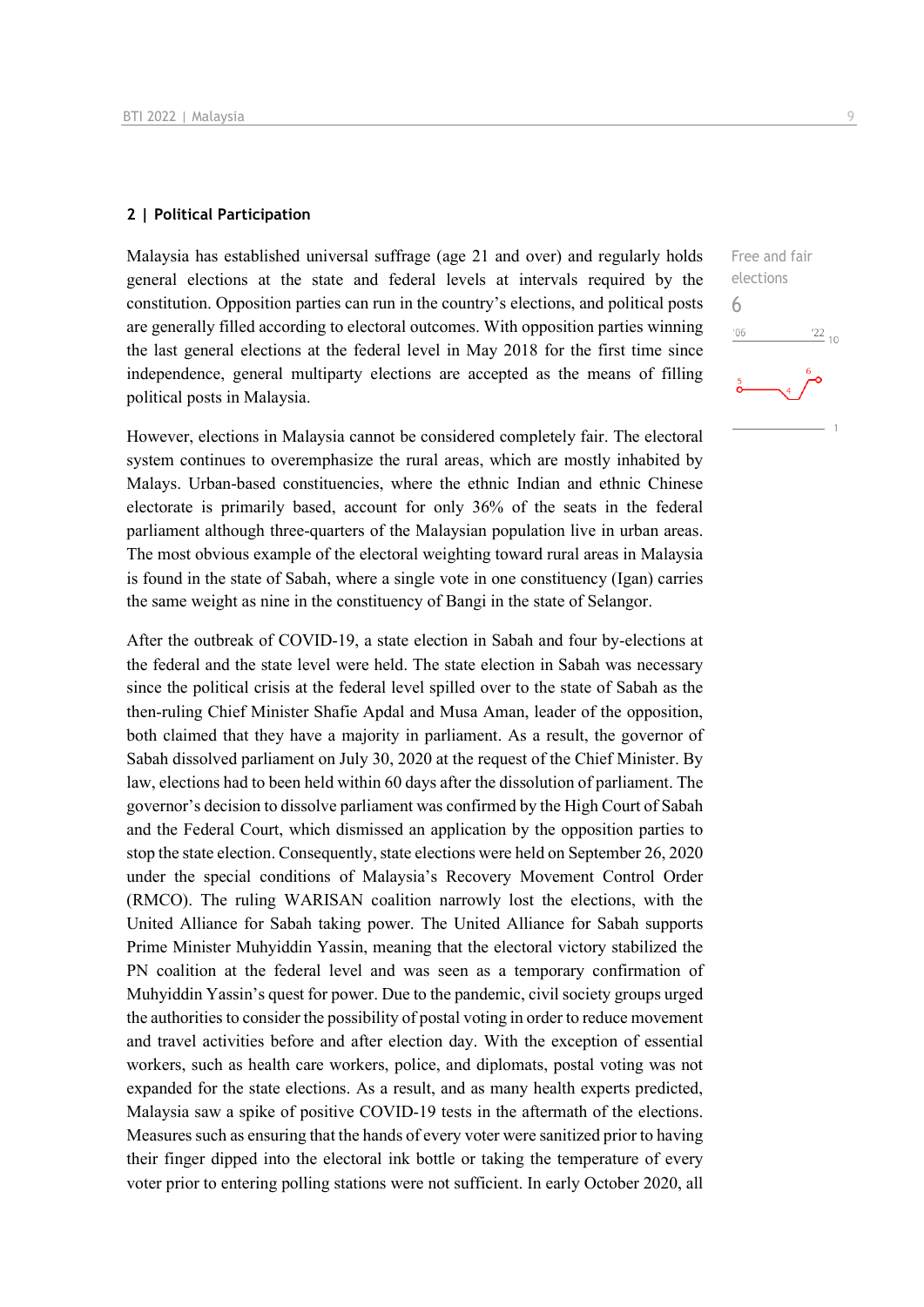## 2 | Political Participation

Free and fair elections

6

Malaysia has established universal suffrage (age 21 and over) and regularly holds general elections at the state and federal levels at intervals required by the constitution. Opposition parties can run in the country's elections, and political posts are generally filled according to electoral outcomes. With opposition parties winning the last general elections at the federal level in May 2018 for the first time since independence, general multiparty elections are accepted as the means of filling political posts in Malaysia.

However, elections in Malaysia cannot be considered completely fair. The electoral system continues to overemphasize the rural areas, which are mostly inhabited by Malays. Urban-based constituencies, where the ethnic Indian and ethnic Chinese electorate is primarily based, account for only 36% of the seats in the federal parliament although three-quarters of the Malaysian population live in urban areas. The most obvious example of the electoral weighting toward rural areas in Malaysia is found in the state of Sabah, where a single vote in one constituency (Igan) carries the same weight as nine in the constituency of Bangi in the state of Selangor.

After the outbreak of COVID-19, a state election in Sabah and four by-elections at the federal and the state level were held. The state election in Sabah was necessary since the political crisis at the federal level spilled over to the state of Sabah as the then-ruling Chief Minister Shafie Apdal and Musa Aman, leader of the opposition, both claimed that they have a majority in parliament. As a result, the governor of Sabah dissolved parliament on July 30, 2020 at the request of the Chief Minister. By law, elections had to been held within 60 days after the dissolution of parliament. The governor's decision to dissolve parliament was confirmed by the High Court of Sabah and the Federal Court, which dismissed an application by the opposition parties to stop the state election. Consequently, state elections were held on September 26, 2020 under the special conditions of Malaysia's Recovery Movement Control Order (RMCO). The ruling WARISAN coalition narrowly lost the elections, with the United Alliance for Sabah taking power. The United Alliance for Sabah supports Prime Minister Muhyiddin Yassin, meaning that the electoral victory stabilized the PN coalition at the federal level and was seen as a temporary confirmation of Muhyiddin Yassin's quest for power. Due to the pandemic, civil society groups urged the authorities to consider the possibility of postal voting in order to reduce movement and travel activities before and after election day. With the exception of essential workers, such as health care workers, police, and diplomats, postal voting was not expanded for the state elections. As a result, and as many health experts predicted, Malaysia saw a spike of positive COVID-19 tests in the aftermath of the elections. Measures such as ensuring that the hands of every voter were sanitized prior to having their finger dipped into the electoral ink bottle or taking the temperature of every voter prior to entering polling stations were not sufficient. In early October 2020, all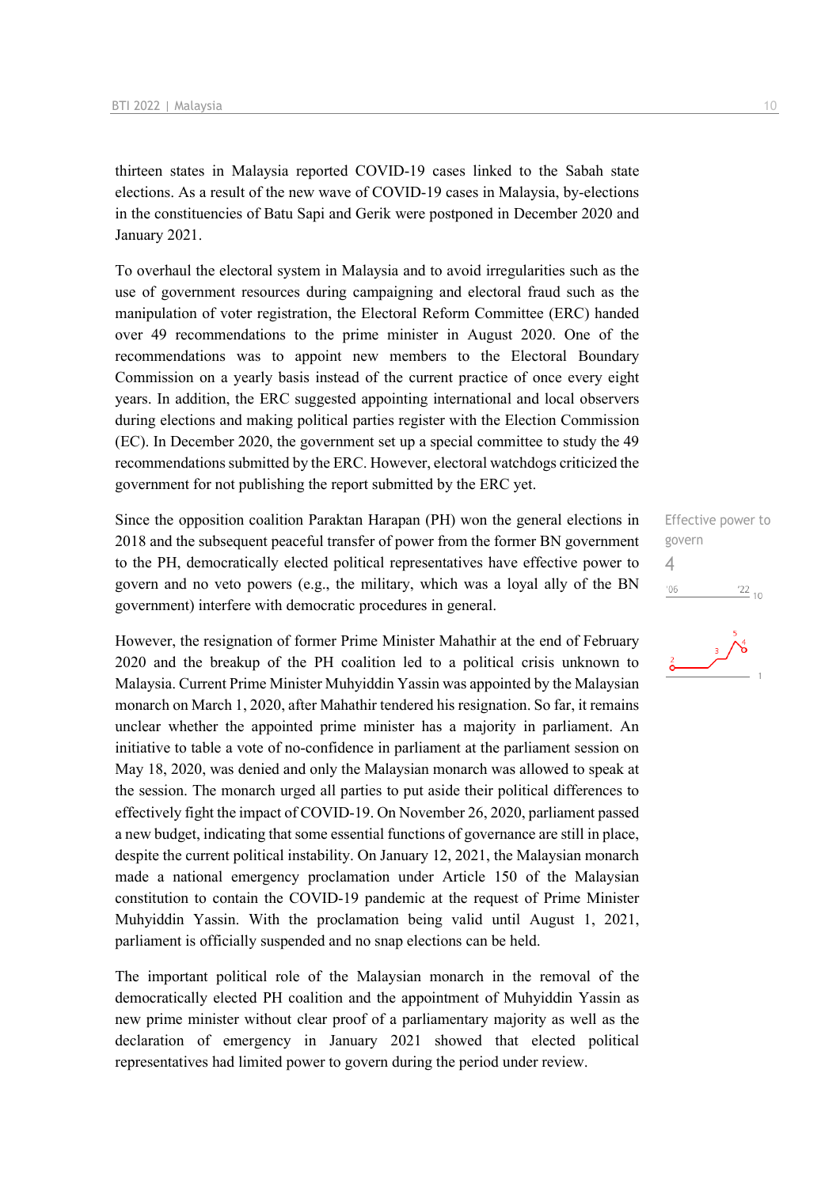thirteen states in Malaysia reported COVID-19 cases linked to the Sabah state elections. As a result of the new wave of COVID-19 cases in Malaysia, by-elections in the constituencies of Batu Sapi and Gerik were postponed in December 2020 and January 2021.

To overhaul the electoral system in Malaysia and to avoid irregularities such as the use of government resources during campaigning and electoral fraud such as the manipulation of voter registration, the Electoral Reform Committee (ERC) handed over 49 recommendations to the prime minister in August 2020. One of the recommendations was to appoint new members to the Electoral Boundary Commission on a yearly basis instead of the current practice of once every eight years. In addition, the ERC suggested appointing international and local observers during elections and making political parties register with the Election Commission (EC). In December 2020, the government set up a special committee to study the 49 recommendations submitted by the ERC. However, electoral watchdogs criticized the government for not publishing the report submitted by the ERC yet.

Effective power to govern

4

Since the opposition coalition Paraktan Harapan (PH) won the general elections in 2018 and the subsequent peaceful transfer of power from the former BN government to the PH, democratically elected political representatives have effective power to govern and no veto powers (e.g., the military, which was a loyal ally of the BN government) interfere with democratic procedures in general.

However, the resignation of former Prime Minister Mahathir at the end of February 2020 and the breakup of the PH coalition led to a political crisis unknown to Malaysia. Current Prime Minister Muhyiddin Yassin was appointed by the Malaysian monarch on March 1, 2020, after Mahathir tendered his resignation. So far, it remains unclear whether the appointed prime minister has a majority in parliament. An initiative to table a vote of no-confidence in parliament at the parliament session on May 18, 2020, was denied and only the Malaysian monarch was allowed to speak at the session. The monarch urged all parties to put aside their political differences to effectively fight the impact of COVID-19. On November 26, 2020, parliament passed a new budget, indicating that some essential functions of governance are still in place, despite the current political instability. On January 12, 2021, the Malaysian monarch made a national emergency proclamation under Article 150 of the Malaysian constitution to contain the COVID-19 pandemic at the request of Prime Minister Muhyiddin Yassin. With the proclamation being valid until August 1, 2021, parliament is officially suspended and no snap elections can be held.

The important political role of the Malaysian monarch in the removal of the democratically elected PH coalition and the appointment of Muhyiddin Yassin as new prime minister without clear proof of a parliamentary majority as well as the declaration of emergency in January 2021 showed that elected political representatives had limited power to govern during the period under review.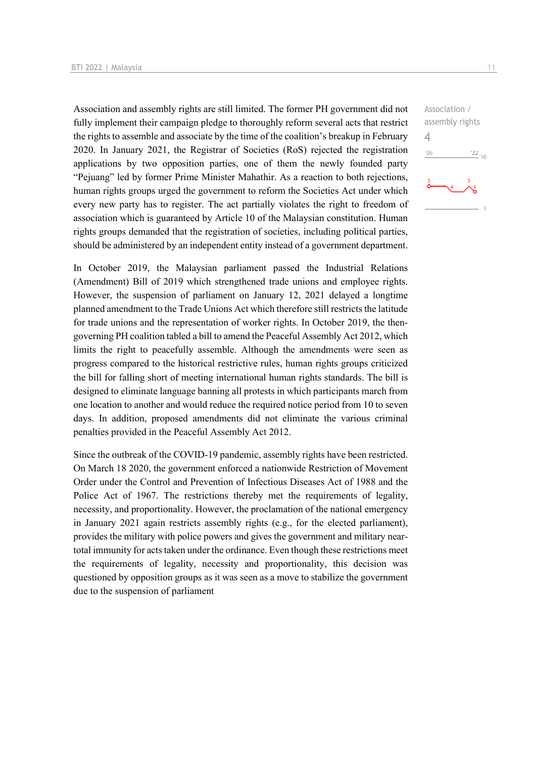Association / assembly rights

4

Association and assembly rights are still limited. The former PH government did not fully implement their campaign pledge to thoroughly reform several acts that restrict the rights to assemble and associate by the time of the coalition's breakup in February 2020. In January 2021, the Registrar of Societies (RoS) rejected the registration applications by two opposition parties, one of them the newly founded party "Pejuang" led by former Prime Minister Mahathir. As a reaction to both rejections, human rights groups urged the government to reform the Societies Act under which every new party has to register. The act partially violates the right to freedom of association which is guaranteed by Article 10 of the Malaysian constitution. Human rights groups demanded that the registration of societies, including political parties, should be administered by an independent entity instead of a government department.

In October 2019, the Malaysian parliament passed the Industrial Relations (Amendment) Bill of 2019 which strengthened trade unions and employee rights. However, the suspension of parliament on January 12, 2021 delayed a longtime planned amendment to the Trade Unions Act which therefore still restricts the latitude for trade unions and the representation of worker rights. In October 2019, the then-governing PH coalition tabled a bill to amend the Peaceful Assembly Act 2012, which limits the right to peacefully assemble. Although the amendments were seen as progress compared to the historical restrictive rules, human rights groups criticized the bill for falling short of meeting international human rights standards. The bill is designed to eliminate language banning all protests in which participants march from one location to another and would reduce the required notice period from 10 to seven days. In addition, proposed amendments did not eliminate the various criminal penalties provided in the Peaceful Assembly Act 2012.

Since the outbreak of the COVID-19 pandemic, assembly rights have been restricted. On March 18 2020, the government enforced a nationwide Restriction of Movement Order under the Control and Prevention of Infectious Diseases Act of 1988 and the Police Act of 1967. The restrictions thereby met the requirements of legality, necessity, and proportionality. However, the proclamation of the national emergency in January 2021 again restricts assembly rights (e.g., for the elected parliament), provides the military with police powers and gives the government and military near-total immunity for acts taken under the ordinance. Even though these restrictions meet the requirements of legality, necessity and proportionality, this decision was questioned by opposition groups as it was seen as a move to stabilize the government due to the suspension of parliament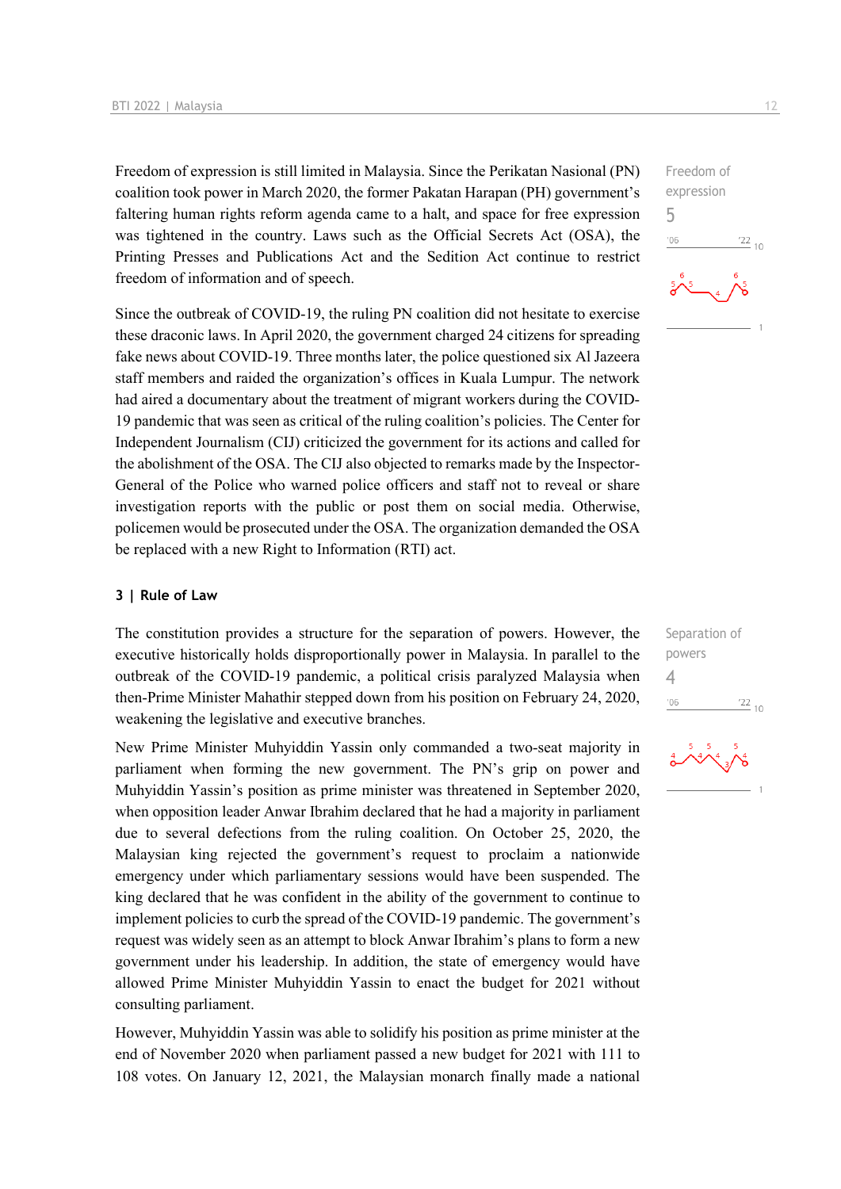Freedom of expression is still limited in Malaysia. Since the Perikatan Nasional (PN) coalition took power in March 2020, the former Pakatan Harapan (PH) government's faltering human rights reform agenda came to a halt, and space for free expression was tightened in the country. Laws such as the Official Secrets Act (OSA), the Printing Presses and Publications Act and the Sedition Act continue to restrict freedom of information and of speech.

Freedom of expression
5

Since the outbreak of COVID-19, the ruling PN coalition did not hesitate to exercise these draconic laws. In April 2020, the government charged 24 citizens for spreading fake news about COVID-19. Three months later, the police questioned six Al Jazeera staff members and raided the organization's offices in Kuala Lumpur. The network had aired a documentary about the treatment of migrant workers during the COVID-19 pandemic that was seen as critical of the ruling coalition's policies. The Center for Independent Journalism (CIJ) criticized the government for its actions and called for the abolishment of the OSA. The CIJ also objected to remarks made by the Inspector-General of the Police who warned police officers and staff not to reveal or share investigation reports with the public or post them on social media. Otherwise, policemen would be prosecuted under the OSA. The organization demanded the OSA be replaced with a new Right to Information (RTI) act.

## 3 | Rule of Law

The constitution provides a structure for the separation of powers. However, the executive historically holds disproportionally power in Malaysia. In parallel to the outbreak of the COVID-19 pandemic, a political crisis paralyzed Malaysia when then-Prime Minister Mahathir stepped down from his position on February 24, 2020, weakening the legislative and executive branches.

Separation of powers
4

New Prime Minister Muhyiddin Yassin only commanded a two-seat majority in parliament when forming the new government. The PN's grip on power and Muhyiddin Yassin's position as prime minister was threatened in September 2020, when opposition leader Anwar Ibrahim declared that he had a majority in parliament due to several defections from the ruling coalition. On October 25, 2020, the Malaysian king rejected the government's request to proclaim a nationwide emergency under which parliamentary sessions would have been suspended. The king declared that he was confident in the ability of the government to continue to implement policies to curb the spread of the COVID-19 pandemic. The government's request was widely seen as an attempt to block Anwar Ibrahim's plans to form a new government under his leadership. In addition, the state of emergency would have allowed Prime Minister Muhyiddin Yassin to enact the budget for 2021 without consulting parliament.

However, Muhyiddin Yassin was able to solidify his position as prime minister at the end of November 2020 when parliament passed a new budget for 2021 with 111 to 108 votes. On January 12, 2021, the Malaysian monarch finally made a national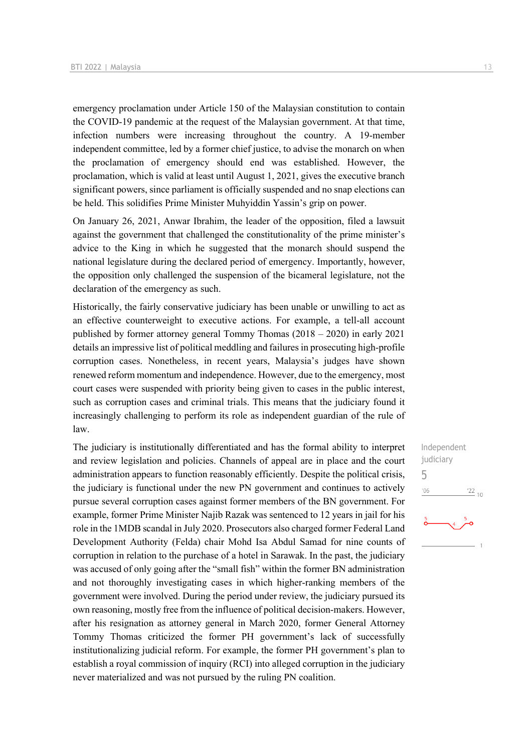emergency proclamation under Article 150 of the Malaysian constitution to contain the COVID-19 pandemic at the request of the Malaysian government. At that time, infection numbers were increasing throughout the country. A 19-member independent committee, led by a former chief justice, to advise the monarch on when the proclamation of emergency should end was established. However, the proclamation, which is valid at least until August 1, 2021, gives the executive branch significant powers, since parliament is officially suspended and no snap elections can be held. This solidifies Prime Minister Muhyiddin Yassin's grip on power.

On January 26, 2021, Anwar Ibrahim, the leader of the opposition, filed a lawsuit against the government that challenged the constitutionality of the prime minister's advice to the King in which he suggested that the monarch should suspend the national legislature during the declared period of emergency. Importantly, however, the opposition only challenged the suspension of the bicameral legislature, not the declaration of the emergency as such.

Historically, the fairly conservative judiciary has been unable or unwilling to act as an effective counterweight to executive actions. For example, a tell-all account published by former attorney general Tommy Thomas (2018 – 2020) in early 2021 details an impressive list of political meddling and failures in prosecuting high-profile corruption cases. Nonetheless, in recent years, Malaysia's judges have shown renewed reform momentum and independence. However, due to the emergency, most court cases were suspended with priority being given to cases in the public interest, such as corruption cases and criminal trials. This means that the judiciary found it increasingly challenging to perform its role as independent guardian of the rule of law.

Independent judiciary

5

The judiciary is institutionally differentiated and has the formal ability to interpret and review legislation and policies. Channels of appeal are in place and the court administration appears to function reasonably efficiently. Despite the political crisis, the judiciary is functional under the new PN government and continues to actively pursue several corruption cases against former members of the BN government. For example, former Prime Minister Najib Razak was sentenced to 12 years in jail for his role in the 1MDB scandal in July 2020. Prosecutors also charged former Federal Land Development Authority (Felda) chair Mohd Isa Abdul Samad for nine counts of corruption in relation to the purchase of a hotel in Sarawak. In the past, the judiciary was accused of only going after the "small fish" within the former BN administration and not thoroughly investigating cases in which higher-ranking members of the government were involved. During the period under review, the judiciary pursued its own reasoning, mostly free from the influence of political decision-makers. However, after his resignation as attorney general in March 2020, former General Attorney Tommy Thomas criticized the former PH government's lack of successfully institutionalizing judicial reform. For example, the former PH government's plan to establish a royal commission of inquiry (RCI) into alleged corruption in the judiciary never materialized and was not pursued by the ruling PN coalition.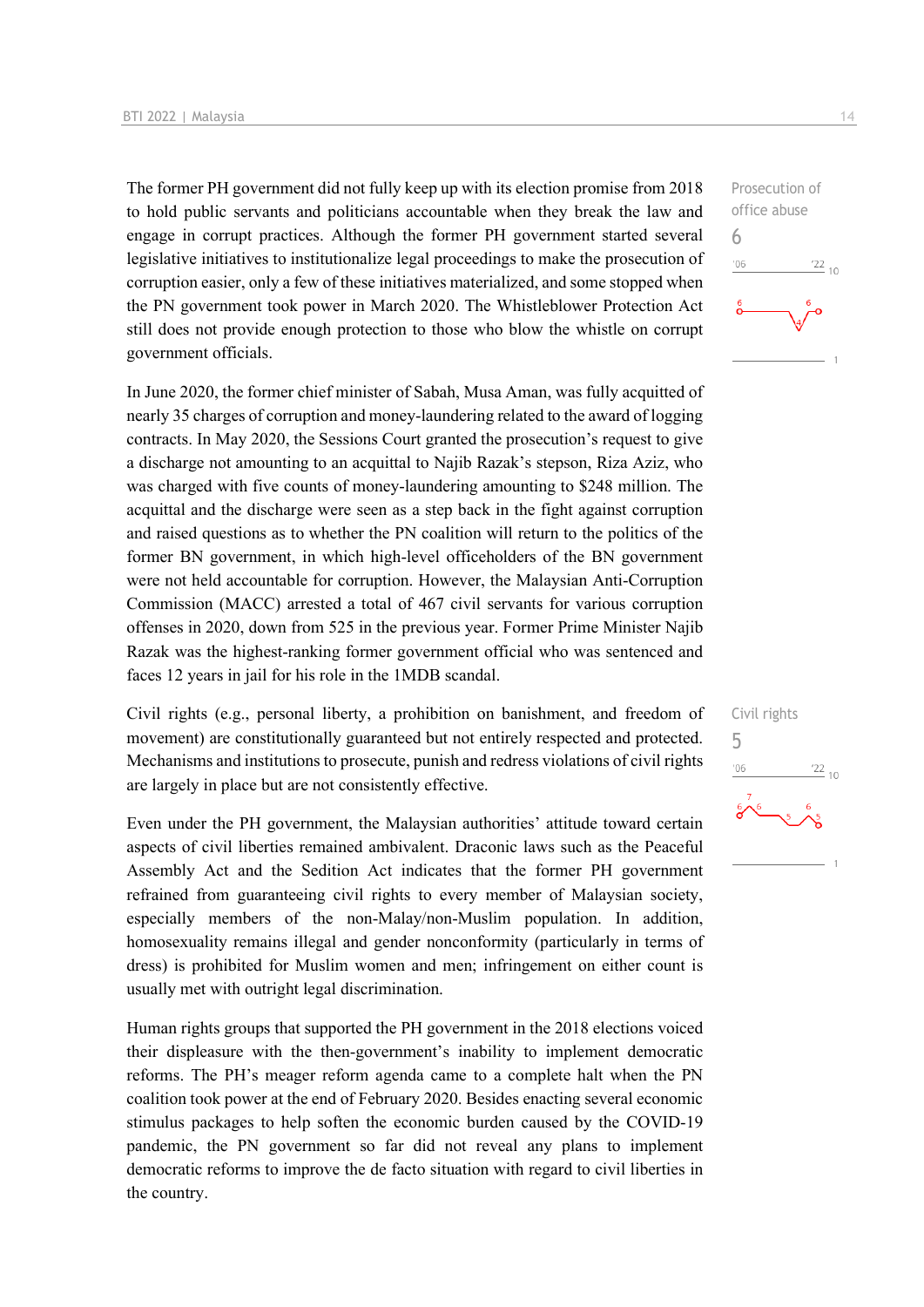Prosecution of office abuse
6

The former PH government did not fully keep up with its election promise from 2018 to hold public servants and politicians accountable when they break the law and engage in corrupt practices. Although the former PH government started several legislative initiatives to institutionalize legal proceedings to make the prosecution of corruption easier, only a few of these initiatives materialized, and some stopped when the PN government took power in March 2020. The Whistleblower Protection Act still does not provide enough protection to those who blow the whistle on corrupt government officials.

In June 2020, the former chief minister of Sabah, Musa Aman, was fully acquitted of nearly 35 charges of corruption and money-laundering related to the award of logging contracts. In May 2020, the Sessions Court granted the prosecution's request to give a discharge not amounting to an acquittal to Najib Razak's stepson, Riza Aziz, who was charged with five counts of money-laundering amounting to $248 million. The acquittal and the discharge were seen as a step back in the fight against corruption and raised questions as to whether the PN coalition will return to the politics of the former BN government, in which high-level officeholders of the BN government were not held accountable for corruption. However, the Malaysian Anti-Corruption Commission (MACC) arrested a total of 467 civil servants for various corruption offenses in 2020, down from 525 in the previous year. Former Prime Minister Najib Razak was the highest-ranking former government official who was sentenced and faces 12 years in jail for his role in the 1MDB scandal.

Civil rights
5

Civil rights (e.g., personal liberty, a prohibition on banishment, and freedom of movement) are constitutionally guaranteed but not entirely respected and protected. Mechanisms and institutions to prosecute, punish and redress violations of civil rights are largely in place but are not consistently effective.

Even under the PH government, the Malaysian authorities' attitude toward certain aspects of civil liberties remained ambivalent. Draconic laws such as the Peaceful Assembly Act and the Sedition Act indicates that the former PH government refrained from guaranteeing civil rights to every member of Malaysian society, especially members of the non-Malay/non-Muslim population. In addition, homosexuality remains illegal and gender nonconformity (particularly in terms of dress) is prohibited for Muslim women and men; infringement on either count is usually met with outright legal discrimination.

Human rights groups that supported the PH government in the 2018 elections voiced their displeasure with the then-government's inability to implement democratic reforms. The PH's meager reform agenda came to a complete halt when the PN coalition took power at the end of February 2020. Besides enacting several economic stimulus packages to help soften the economic burden caused by the COVID-19 pandemic, the PN government so far did not reveal any plans to implement democratic reforms to improve the de facto situation with regard to civil liberties in the country.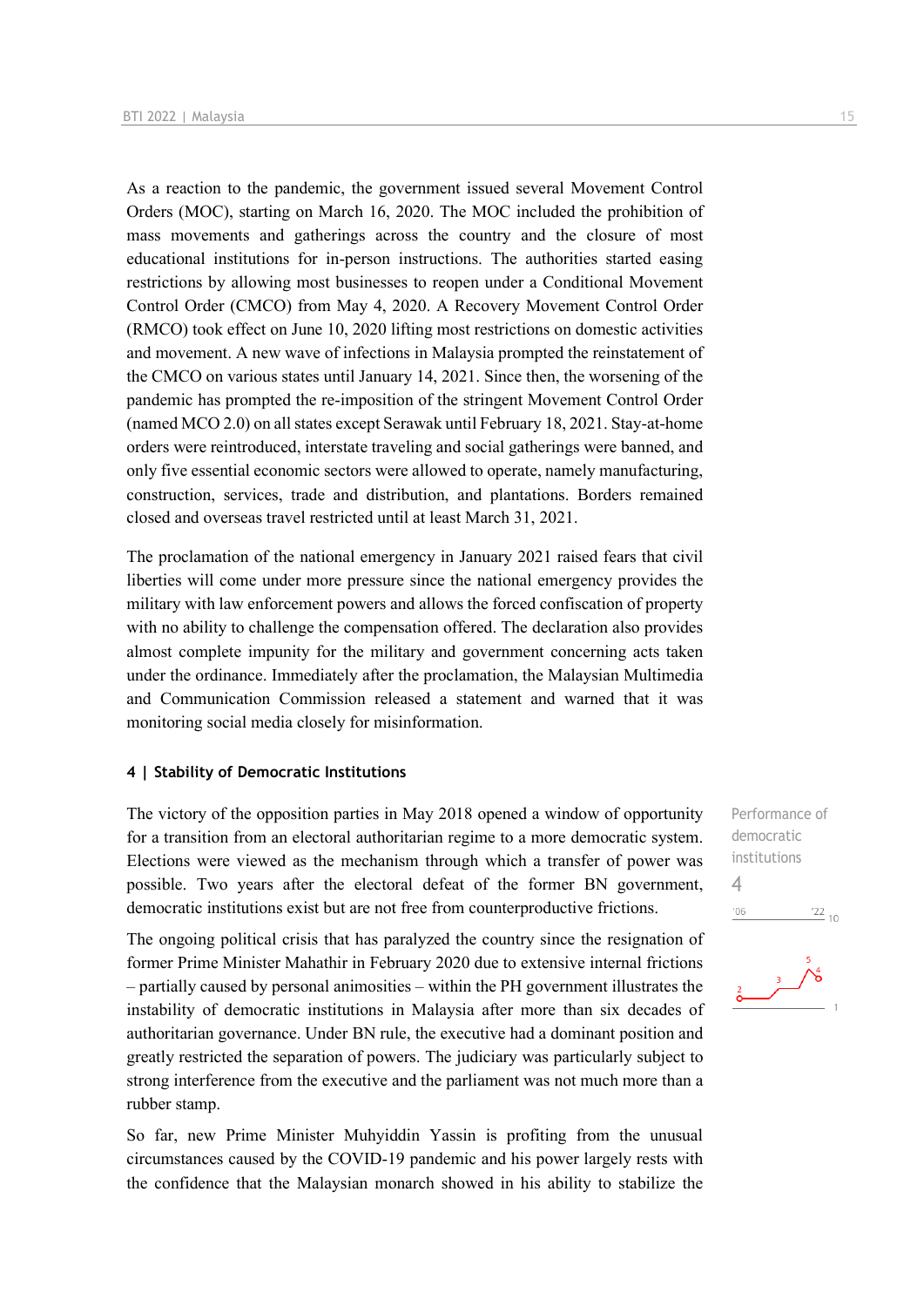As a reaction to the pandemic, the government issued several Movement Control Orders (MOC), starting on March 16, 2020. The MOC included the prohibition of mass movements and gatherings across the country and the closure of most educational institutions for in-person instructions. The authorities started easing restrictions by allowing most businesses to reopen under a Conditional Movement Control Order (CMCO) from May 4, 2020. A Recovery Movement Control Order (RMCO) took effect on June 10, 2020 lifting most restrictions on domestic activities and movement. A new wave of infections in Malaysia prompted the reinstatement of the CMCO on various states until January 14, 2021. Since then, the worsening of the pandemic has prompted the re-imposition of the stringent Movement Control Order (named MCO 2.0) on all states except Serawak until February 18, 2021. Stay-at-home orders were reintroduced, interstate traveling and social gatherings were banned, and only five essential economic sectors were allowed to operate, namely manufacturing, construction, services, trade and distribution, and plantations. Borders remained closed and overseas travel restricted until at least March 31, 2021.

The proclamation of the national emergency in January 2021 raised fears that civil liberties will come under more pressure since the national emergency provides the military with law enforcement powers and allows the forced confiscation of property with no ability to challenge the compensation offered. The declaration also provides almost complete impunity for the military and government concerning acts taken under the ordinance. Immediately after the proclamation, the Malaysian Multimedia and Communication Commission released a statement and warned that it was monitoring social media closely for misinformation.

#### 4 | Stability of Democratic Institutions

Performance of democratic institutions
4

The victory of the opposition parties in May 2018 opened a window of opportunity for a transition from an electoral authoritarian regime to a more democratic system. Elections were viewed as the mechanism through which a transfer of power was possible. Two years after the electoral defeat of the former BN government, democratic institutions exist but are not free from counterproductive frictions.

The ongoing political crisis that has paralyzed the country since the resignation of former Prime Minister Mahathir in February 2020 due to extensive internal frictions – partially caused by personal animosities – within the PH government illustrates the instability of democratic institutions in Malaysia after more than six decades of authoritarian governance. Under BN rule, the executive had a dominant position and greatly restricted the separation of powers. The judiciary was particularly subject to strong interference from the executive and the parliament was not much more than a rubber stamp.

So far, new Prime Minister Muhyiddin Yassin is profiting from the unusual circumstances caused by the COVID-19 pandemic and his power largely rests with the confidence that the Malaysian monarch showed in his ability to stabilize the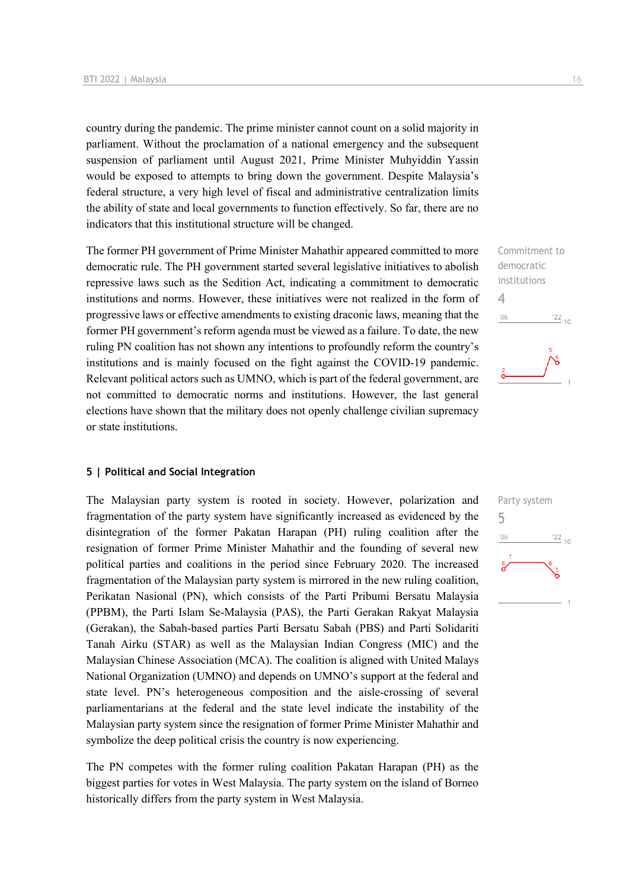country during the pandemic. The prime minister cannot count on a solid majority in parliament. Without the proclamation of a national emergency and the subsequent suspension of parliament until August 2021, Prime Minister Muhyiddin Yassin would be exposed to attempts to bring down the government. Despite Malaysia's federal structure, a very high level of fiscal and administrative centralization limits the ability of state and local governments to function effectively. So far, there are no indicators that this institutional structure will be changed.

Commitment to democratic institutions
4

The former PH government of Prime Minister Mahathir appeared committed to more democratic rule. The PH government started several legislative initiatives to abolish repressive laws such as the Sedition Act, indicating a commitment to democratic institutions and norms. However, these initiatives were not realized in the form of progressive laws or effective amendments to existing draconic laws, meaning that the former PH government's reform agenda must be viewed as a failure. To date, the new ruling PN coalition has not shown any intentions to profoundly reform the country's institutions and is mainly focused on the fight against the COVID-19 pandemic. Relevant political actors such as UMNO, which is part of the federal government, are not committed to democratic norms and institutions. However, the last general elections have shown that the military does not openly challenge civilian supremacy or state institutions.

## 5 | Political and Social Integration

Party system
5

The Malaysian party system is rooted in society. However, polarization and fragmentation of the party system have significantly increased as evidenced by the disintegration of the former Pakatan Harapan (PH) ruling coalition after the resignation of former Prime Minister Mahathir and the founding of several new political parties and coalitions in the period since February 2020. The increased fragmentation of the Malaysian party system is mirrored in the new ruling coalition, Perikatan Nasional (PN), which consists of the Parti Pribumi Bersatu Malaysia (PPBM), the Parti Islam Se-Malaysia (PAS), the Parti Gerakan Rakyat Malaysia (Gerakan), the Sabah-based parties Parti Bersatu Sabah (PBS) and Parti Solidariti Tanah Airku (STAR) as well as the Malaysian Indian Congress (MIC) and the Malaysian Chinese Association (MCA). The coalition is aligned with United Malays National Organization (UMNO) and depends on UMNO's support at the federal and state level. PN's heterogeneous composition and the aisle-crossing of several parliamentarians at the federal and the state level indicate the instability of the Malaysian party system since the resignation of former Prime Minister Mahathir and symbolize the deep political crisis the country is now experiencing.

The PN competes with the former ruling coalition Pakatan Harapan (PH) as the biggest parties for votes in West Malaysia. The party system on the island of Borneo historically differs from the party system in West Malaysia.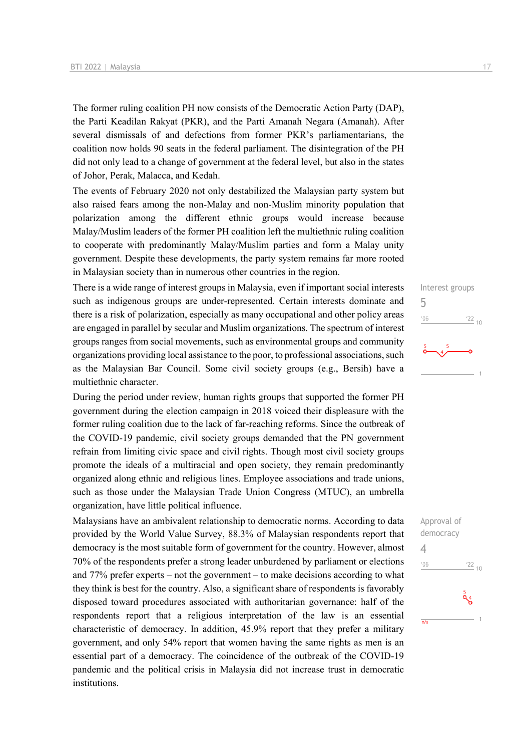The former ruling coalition PH now consists of the Democratic Action Party (DAP), the Parti Keadilan Rakyat (PKR), and the Parti Amanah Negara (Amanah). After several dismissals of and defections from former PKR's parliamentarians, the coalition now holds 90 seats in the federal parliament. The disintegration of the PH did not only lead to a change of government at the federal level, but also in the states of Johor, Perak, Malacca, and Kedah.

The events of February 2020 not only destabilized the Malaysian party system but also raised fears among the non-Malay and non-Muslim minority population that polarization among the different ethnic groups would increase because Malay/Muslim leaders of the former PH coalition left the multiethnic ruling coalition to cooperate with predominantly Malay/Muslim parties and form a Malay unity government. Despite these developments, the party system remains far more rooted in Malaysian society than in numerous other countries in the region.

Interest groups
5

There is a wide range of interest groups in Malaysia, even if important social interests such as indigenous groups are under-represented. Certain interests dominate and there is a risk of polarization, especially as many occupational and other policy areas are engaged in parallel by secular and Muslim organizations. The spectrum of interest groups ranges from social movements, such as environmental groups and community organizations providing local assistance to the poor, to professional associations, such as the Malaysian Bar Council. Some civil society groups (e.g., Bersih) have a multiethnic character.

During the period under review, human rights groups that supported the former PH government during the election campaign in 2018 voiced their displeasure with the former ruling coalition due to the lack of far-reaching reforms. Since the outbreak of the COVID-19 pandemic, civil society groups demanded that the PN government refrain from limiting civic space and civil rights. Though most civil society groups promote the ideals of a multiracial and open society, they remain predominantly organized along ethnic and religious lines. Employee associations and trade unions, such as those under the Malaysian Trade Union Congress (MTUC), an umbrella organization, have little political influence.

Approval of democracy
4

Malaysians have an ambivalent relationship to democratic norms. According to data provided by the World Value Survey, 88.3% of Malaysian respondents report that democracy is the most suitable form of government for the country. However, almost 70% of the respondents prefer a strong leader unburdened by parliament or elections and 77% prefer experts – not the government – to make decisions according to what they think is best for the country. Also, a significant share of respondents is favorably disposed toward procedures associated with authoritarian governance: half of the respondents report that a religious interpretation of the law is an essential characteristic of democracy. In addition, 45.9% report that they prefer a military government, and only 54% report that women having the same rights as men is an essential part of a democracy. The coincidence of the outbreak of the COVID-19 pandemic and the political crisis in Malaysia did not increase trust in democratic institutions.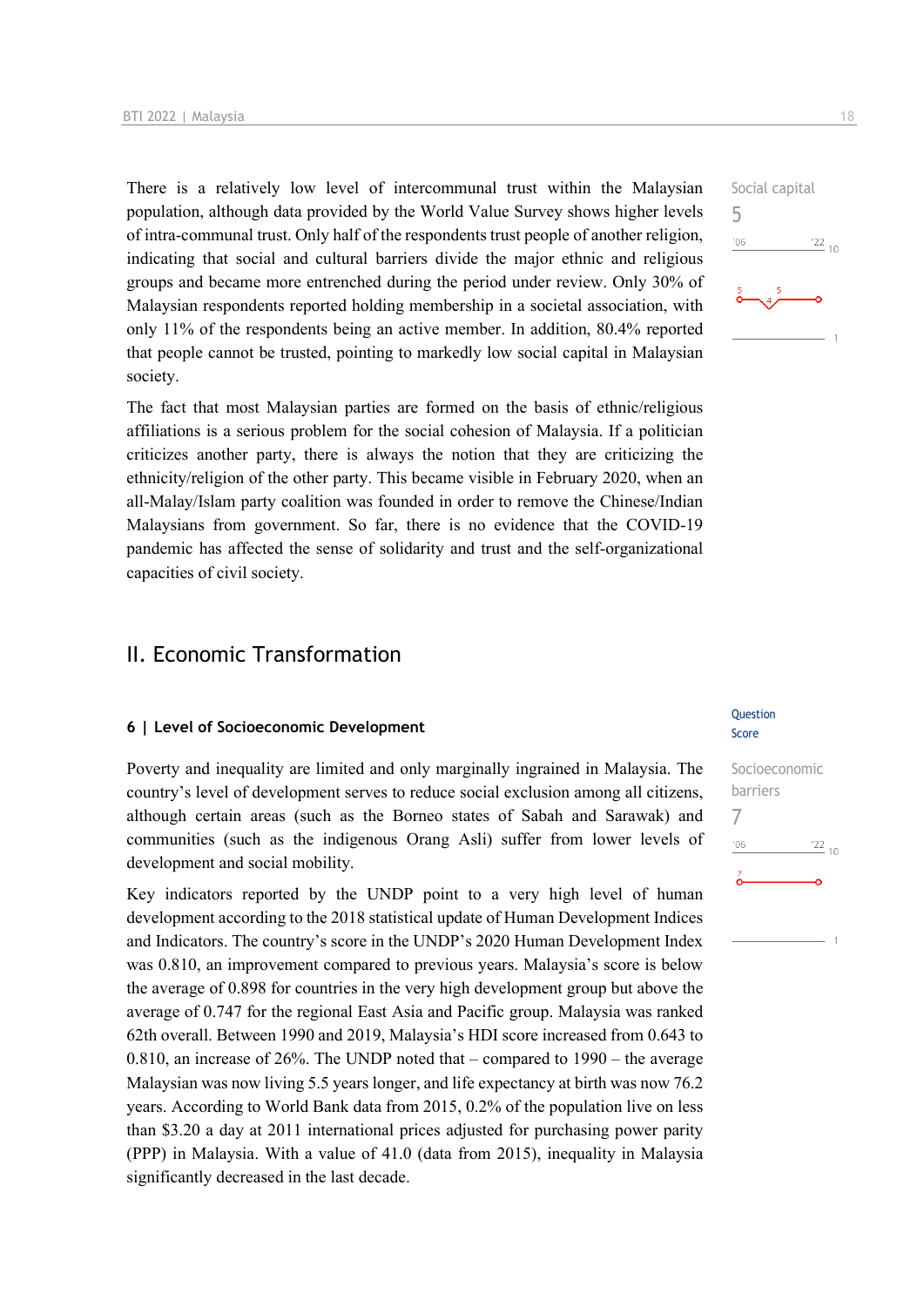There is a relatively low level of intercommunal trust within the Malaysian population, although data provided by the World Value Survey shows higher levels of intra-communal trust. Only half of the respondents trust people of another religion, indicating that social and cultural barriers divide the major ethnic and religious groups and became more entrenched during the period under review. Only 30% of Malaysian respondents reported holding membership in a societal association, with only 11% of the respondents being an active member. In addition, 80.4% reported that people cannot be trusted, pointing to markedly low social capital in Malaysian society.

Social capital
5

The fact that most Malaysian parties are formed on the basis of ethnic/religious affiliations is a serious problem for the social cohesion of Malaysia. If a politician criticizes another party, there is always the notion that they are criticizing the ethnicity/religion of the other party. This became visible in February 2020, when an all-Malay/Islam party coalition was founded in order to remove the Chinese/Indian Malaysians from government. So far, there is no evidence that the COVID-19 pandemic has affected the sense of solidarity and trust and the self-organizational capacities of civil society.

## II. Economic Transformation

### 6 | Level of Socioeconomic Development

Question Score

Poverty and inequality are limited and only marginally ingrained in Malaysia. The country's level of development serves to reduce social exclusion among all citizens, although certain areas (such as the Borneo states of Sabah and Sarawak) and communities (such as the indigenous Orang Asli) suffer from lower levels of development and social mobility.

Socioeconomic barriers
7

Key indicators reported by the UNDP point to a very high level of human development according to the 2018 statistical update of Human Development Indices and Indicators. The country's score in the UNDP's 2020 Human Development Index was 0.810, an improvement compared to previous years. Malaysia's score is below the average of 0.898 for countries in the very high development group but above the average of 0.747 for the regional East Asia and Pacific group. Malaysia was ranked 62th overall. Between 1990 and 2019, Malaysia's HDI score increased from 0.643 to 0.810, an increase of 26%. The UNDP noted that – compared to 1990 – the average Malaysian was now living 5.5 years longer, and life expectancy at birth was now 76.2 years. According to World Bank data from 2015, 0.2% of the population live on less than $3.20 a day at 2011 international prices adjusted for purchasing power parity (PPP) in Malaysia. With a value of 41.0 (data from 2015), inequality in Malaysia significantly decreased in the last decade.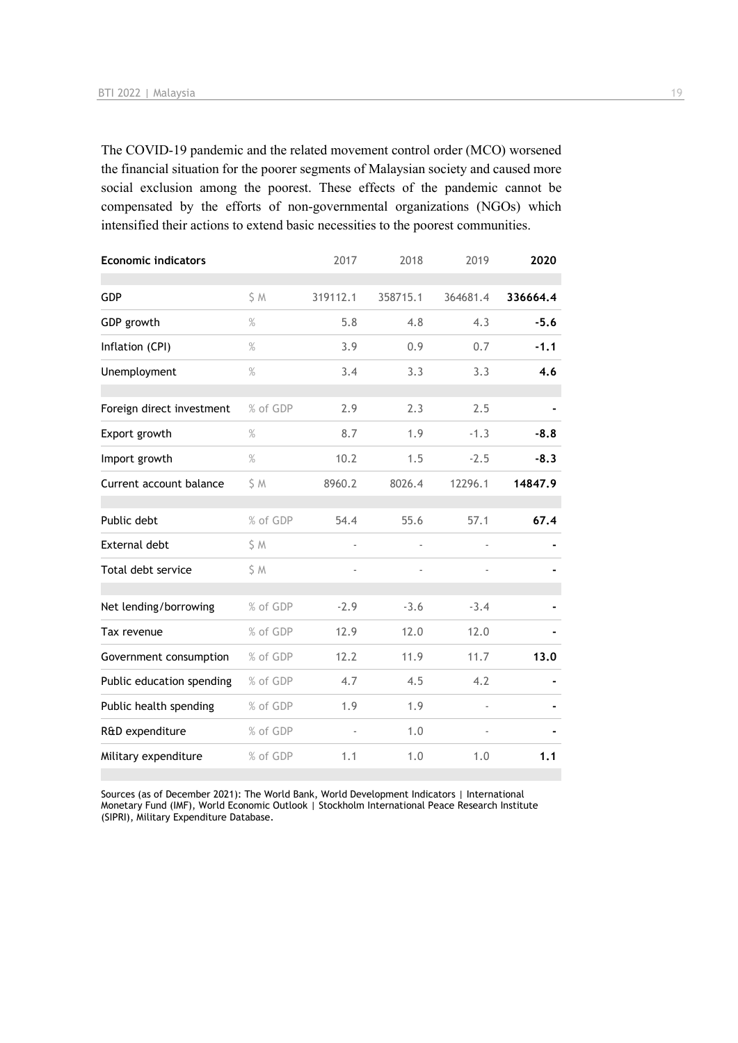The COVID-19 pandemic and the related movement control order (MCO) worsened the financial situation for the poorer segments of Malaysian society and caused more social exclusion among the poorest. These effects of the pandemic cannot be compensated by the efforts of non-governmental organizations (NGOs) which intensified their actions to extend basic necessities to the poorest communities.

| Economic indicators | | 2017 | 2018 | 2019 | **2020** |
|---|---|---|---|---|---|
| GDP | $ M | 319112.1 | 358715.1 | 364681.4 | **336664.4** |
| GDP growth | % | 5.8 | 4.8 | 4.3 | **-5.6** |
| Inflation (CPI) | % | 3.9 | 0.9 | 0.7 | **-1.1** |
| Unemployment | % | 3.4 | 3.3 | 3.3 | **4.6** |
| Foreign direct investment | % of GDP | 2.9 | 2.3 | 2.5 | **-** |
| Export growth | % | 8.7 | 1.9 | -1.3 | **-8.8** |
| Import growth | % | 10.2 | 1.5 | -2.5 | **-8.3** |
| Current account balance | $ M | 8960.2 | 8026.4 | 12296.1 | **14847.9** |
| Public debt | % of GDP | 54.4 | 55.6 | 57.1 | **67.4** |
| External debt | $ M | - | - | - | **-** |
| Total debt service | $ M | - | - | - | **-** |
| Net lending/borrowing | % of GDP | -2.9 | -3.6 | -3.4 | **-** |
| Tax revenue | % of GDP | 12.9 | 12.0 | 12.0 | **-** |
| Government consumption | % of GDP | 12.2 | 11.9 | 11.7 | **13.0** |
| Public education spending | % of GDP | 4.7 | 4.5 | 4.2 | **-** |
| Public health spending | % of GDP | 1.9 | 1.9 | - | **-** |
| R&D expenditure | % of GDP | - | 1.0 | - | **-** |
| Military expenditure | % of GDP | 1.1 | 1.0 | 1.0 | **1.1** |

Sources (as of December 2021): The World Bank, World Development Indicators | International Monetary Fund (IMF), World Economic Outlook | Stockholm International Peace Research Institute (SIPRI), Military Expenditure Database.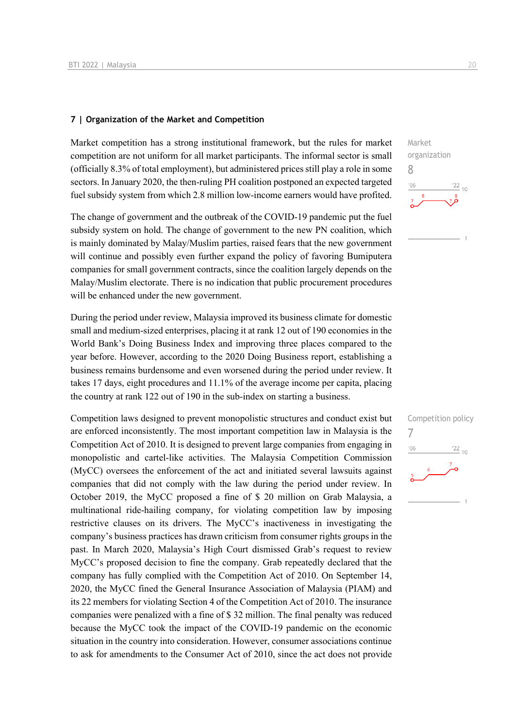### 7 | Organization of the Market and Competition

Market organization
8

Market competition has a strong institutional framework, but the rules for market competition are not uniform for all market participants. The informal sector is small (officially 8.3% of total employment), but administered prices still play a role in some sectors. In January 2020, the then-ruling PH coalition postponed an expected targeted fuel subsidy system from which 2.8 million low-income earners would have profited.

The change of government and the outbreak of the COVID-19 pandemic put the fuel subsidy system on hold. The change of government to the new PN coalition, which is mainly dominated by Malay/Muslim parties, raised fears that the new government will continue and possibly even further expand the policy of favoring Bumiputera companies for small government contracts, since the coalition largely depends on the Malay/Muslim electorate. There is no indication that public procurement procedures will be enhanced under the new government.

During the period under review, Malaysia improved its business climate for domestic small and medium-sized enterprises, placing it at rank 12 out of 190 economies in the World Bank's Doing Business Index and improving three places compared to the year before. However, according to the 2020 Doing Business report, establishing a business remains burdensome and even worsened during the period under review. It takes 17 days, eight procedures and 11.1% of the average income per capita, placing the country at rank 122 out of 190 in the sub-index on starting a business.

Competition policy
7

Competition laws designed to prevent monopolistic structures and conduct exist but are enforced inconsistently. The most important competition law in Malaysia is the Competition Act of 2010. It is designed to prevent large companies from engaging in monopolistic and cartel-like activities. The Malaysia Competition Commission (MyCC) oversees the enforcement of the act and initiated several lawsuits against companies that did not comply with the law during the period under review. In October 2019, the MyCC proposed a fine of $ 20 million on Grab Malaysia, a multinational ride-hailing company, for violating competition law by imposing restrictive clauses on its drivers. The MyCC's inactiveness in investigating the company's business practices has drawn criticism from consumer rights groups in the past. In March 2020, Malaysia's High Court dismissed Grab's request to review MyCC's proposed decision to fine the company. Grab repeatedly declared that the company has fully complied with the Competition Act of 2010. On September 14, 2020, the MyCC fined the General Insurance Association of Malaysia (PIAM) and its 22 members for violating Section 4 of the Competition Act of 2010. The insurance companies were penalized with a fine of $ 32 million. The final penalty was reduced because the MyCC took the impact of the COVID-19 pandemic on the economic situation in the country into consideration. However, consumer associations continue to ask for amendments to the Consumer Act of 2010, since the act does not provide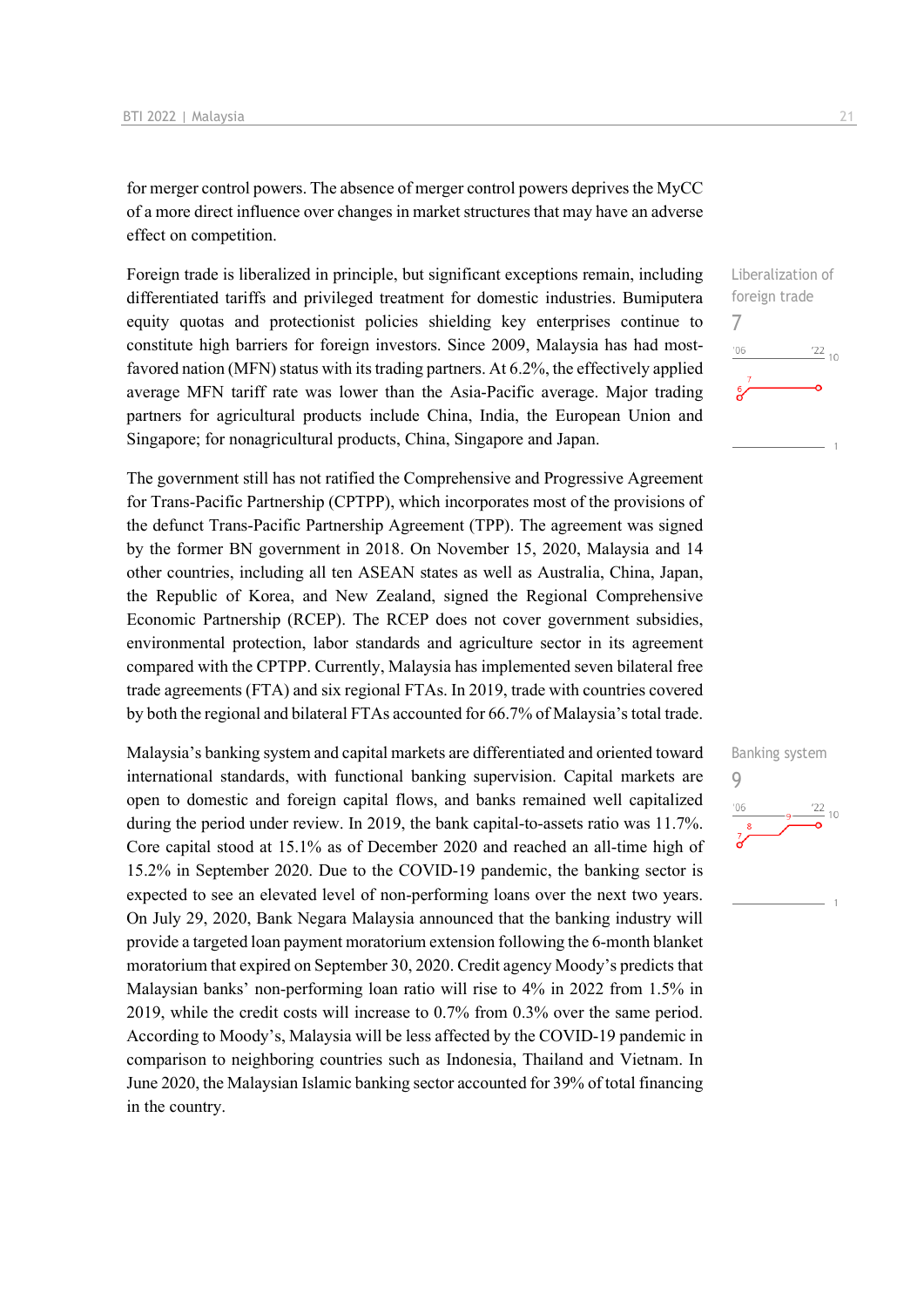for merger control powers. The absence of merger control powers deprives the MyCC of a more direct influence over changes in market structures that may have an adverse effect on competition.

Liberalization of foreign trade
7

Foreign trade is liberalized in principle, but significant exceptions remain, including differentiated tariffs and privileged treatment for domestic industries. Bumiputera equity quotas and protectionist policies shielding key enterprises continue to constitute high barriers for foreign investors. Since 2009, Malaysia has had most-favored nation (MFN) status with its trading partners. At 6.2%, the effectively applied average MFN tariff rate was lower than the Asia-Pacific average. Major trading partners for agricultural products include China, India, the European Union and Singapore; for nonagricultural products, China, Singapore and Japan.

The government still has not ratified the Comprehensive and Progressive Agreement for Trans-Pacific Partnership (CPTPP), which incorporates most of the provisions of the defunct Trans-Pacific Partnership Agreement (TPP). The agreement was signed by the former BN government in 2018. On November 15, 2020, Malaysia and 14 other countries, including all ten ASEAN states as well as Australia, China, Japan, the Republic of Korea, and New Zealand, signed the Regional Comprehensive Economic Partnership (RCEP). The RCEP does not cover government subsidies, environmental protection, labor standards and agriculture sector in its agreement compared with the CPTPP. Currently, Malaysia has implemented seven bilateral free trade agreements (FTA) and six regional FTAs. In 2019, trade with countries covered by both the regional and bilateral FTAs accounted for 66.7% of Malaysia's total trade.

Banking system
9

Malaysia's banking system and capital markets are differentiated and oriented toward international standards, with functional banking supervision. Capital markets are open to domestic and foreign capital flows, and banks remained well capitalized during the period under review. In 2019, the bank capital-to-assets ratio was 11.7%. Core capital stood at 15.1% as of December 2020 and reached an all-time high of 15.2% in September 2020. Due to the COVID-19 pandemic, the banking sector is expected to see an elevated level of non-performing loans over the next two years. On July 29, 2020, Bank Negara Malaysia announced that the banking industry will provide a targeted loan payment moratorium extension following the 6-month blanket moratorium that expired on September 30, 2020. Credit agency Moody's predicts that Malaysian banks' non-performing loan ratio will rise to 4% in 2022 from 1.5% in 2019, while the credit costs will increase to 0.7% from 0.3% over the same period. According to Moody's, Malaysia will be less affected by the COVID-19 pandemic in comparison to neighboring countries such as Indonesia, Thailand and Vietnam. In June 2020, the Malaysian Islamic banking sector accounted for 39% of total financing in the country.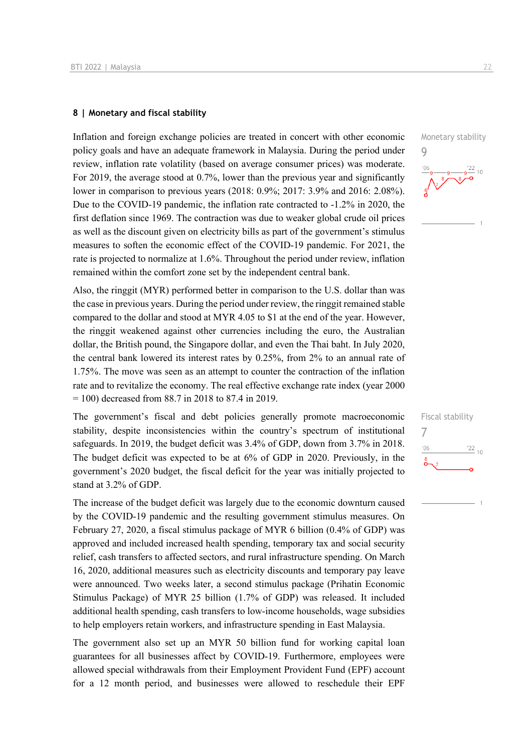## 8 | Monetary and fiscal stability

Inflation and foreign exchange policies are treated in concert with other economic policy goals and have an adequate framework in Malaysia. During the period under review, inflation rate volatility (based on average consumer prices) was moderate. For 2019, the average stood at 0.7%, lower than the previous year and significantly lower in comparison to previous years (2018: 0.9%; 2017: 3.9% and 2016: 2.08%). Due to the COVID-19 pandemic, the inflation rate contracted to -1.2% in 2020, the first deflation since 1969. The contraction was due to weaker global crude oil prices as well as the discount given on electricity bills as part of the government's stimulus measures to soften the economic effect of the COVID-19 pandemic. For 2021, the rate is projected to normalize at 1.6%. Throughout the period under review, inflation remained within the comfort zone set by the independent central bank.

Monetary stability
9

Also, the ringgit (MYR) performed better in comparison to the U.S. dollar than was the case in previous years. During the period under review, the ringgit remained stable compared to the dollar and stood at MYR 4.05 to $1 at the end of the year. However, the ringgit weakened against other currencies including the euro, the Australian dollar, the British pound, the Singapore dollar, and even the Thai baht. In July 2020, the central bank lowered its interest rates by 0.25%, from 2% to an annual rate of 1.75%. The move was seen as an attempt to counter the contraction of the inflation rate and to revitalize the economy. The real effective exchange rate index (year 2000 = 100) decreased from 88.7 in 2018 to 87.4 in 2019.

The government's fiscal and debt policies generally promote macroeconomic stability, despite inconsistencies within the country's spectrum of institutional safeguards. In 2019, the budget deficit was 3.4% of GDP, down from 3.7% in 2018. The budget deficit was expected to be at 6% of GDP in 2020. Previously, in the government's 2020 budget, the fiscal deficit for the year was initially projected to stand at 3.2% of GDP.

Fiscal stability
7

The increase of the budget deficit was largely due to the economic downturn caused by the COVID-19 pandemic and the resulting government stimulus measures. On February 27, 2020, a fiscal stimulus package of MYR 6 billion (0.4% of GDP) was approved and included increased health spending, temporary tax and social security relief, cash transfers to affected sectors, and rural infrastructure spending. On March 16, 2020, additional measures such as electricity discounts and temporary pay leave were announced. Two weeks later, a second stimulus package (Prihatin Economic Stimulus Package) of MYR 25 billion (1.7% of GDP) was released. It included additional health spending, cash transfers to low-income households, wage subsidies to help employers retain workers, and infrastructure spending in East Malaysia.

The government also set up an MYR 50 billion fund for working capital loan guarantees for all businesses affect by COVID-19. Furthermore, employees were allowed special withdrawals from their Employment Provident Fund (EPF) account for a 12 month period, and businesses were allowed to reschedule their EPF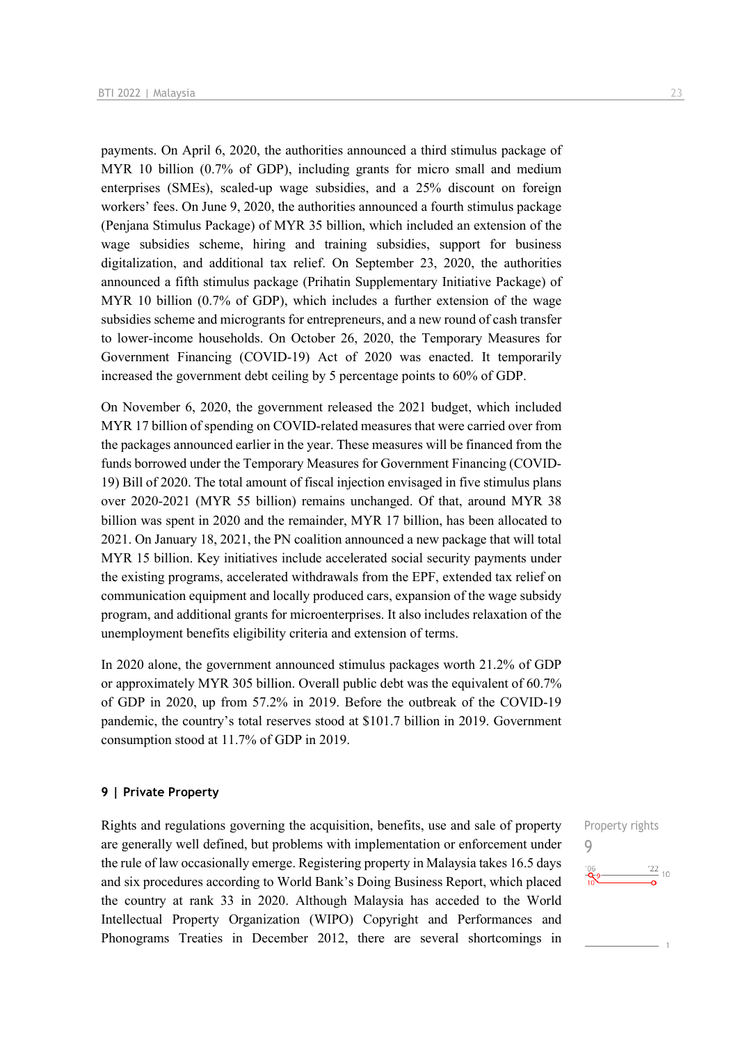payments. On April 6, 2020, the authorities announced a third stimulus package of MYR 10 billion (0.7% of GDP), including grants for micro small and medium enterprises (SMEs), scaled-up wage subsidies, and a 25% discount on foreign workers' fees. On June 9, 2020, the authorities announced a fourth stimulus package (Penjana Stimulus Package) of MYR 35 billion, which included an extension of the wage subsidies scheme, hiring and training subsidies, support for business digitalization, and additional tax relief. On September 23, 2020, the authorities announced a fifth stimulus package (Prihatin Supplementary Initiative Package) of MYR 10 billion (0.7% of GDP), which includes a further extension of the wage subsidies scheme and micrograms for entrepreneurs, and a new round of cash transfer to lower-income households. On October 26, 2020, the Temporary Measures for Government Financing (COVID-19) Act of 2020 was enacted. It temporarily increased the government debt ceiling by 5 percentage points to 60% of GDP.

On November 6, 2020, the government released the 2021 budget, which included MYR 17 billion of spending on COVID-related measures that were carried over from the packages announced earlier in the year. These measures will be financed from the funds borrowed under the Temporary Measures for Government Financing (COVID-19) Bill of 2020. The total amount of fiscal injection envisaged in five stimulus plans over 2020-2021 (MYR 55 billion) remains unchanged. Of that, around MYR 38 billion was spent in 2020 and the remainder, MYR 17 billion, has been allocated to 2021. On January 18, 2021, the PN coalition announced a new package that will total MYR 15 billion. Key initiatives include accelerated social security payments under the existing programs, accelerated withdrawals from the EPF, extended tax relief on communication equipment and locally produced cars, expansion of the wage subsidy program, and additional grants for microenterprises. It also includes relaxation of the unemployment benefits eligibility criteria and extension of terms.

In 2020 alone, the government announced stimulus packages worth 21.2% of GDP or approximately MYR 305 billion. Overall public debt was the equivalent of 60.7% of GDP in 2020, up from 57.2% in 2019. Before the outbreak of the COVID-19 pandemic, the country's total reserves stood at $101.7 billion in 2019. Government consumption stood at 11.7% of GDP in 2019.

### 9 | Private Property

Property rights
9

Rights and regulations governing the acquisition, benefits, use and sale of property are generally well defined, but problems with implementation or enforcement under the rule of law occasionally emerge. Registering property in Malaysia takes 16.5 days and six procedures according to World Bank's Doing Business Report, which placed the country at rank 33 in 2020. Although Malaysia has acceded to the World Intellectual Property Organization (WIPO) Copyright and Performances and Phonograms Treaties in December 2012, there are several shortcomings in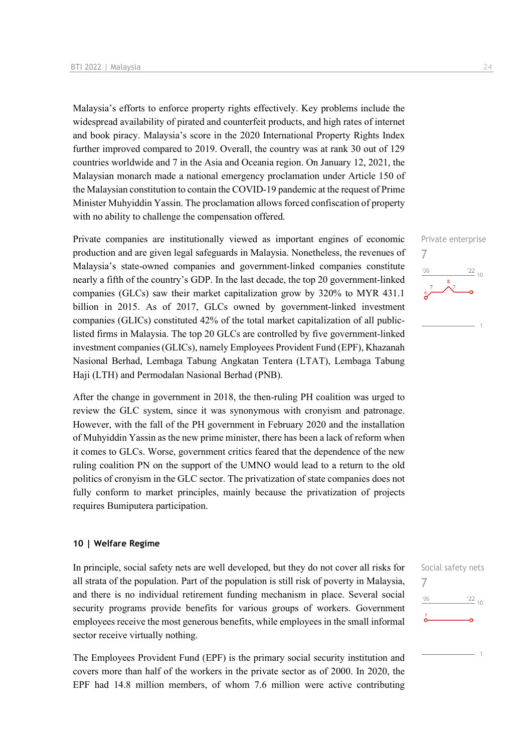Malaysia's efforts to enforce property rights effectively. Key problems include the widespread availability of pirated and counterfeit products, and high rates of internet and book piracy. Malaysia's score in the 2020 International Property Rights Index further improved compared to 2019. Overall, the country was at rank 30 out of 129 countries worldwide and 7 in the Asia and Oceania region. On January 12, 2021, the Malaysian monarch made a national emergency proclamation under Article 150 of the Malaysian constitution to contain the COVID-19 pandemic at the request of Prime Minister Muhyiddin Yassin. The proclamation allows forced confiscation of property with no ability to challenge the compensation offered.

Private enterprise
7

Private companies are institutionally viewed as important engines of economic production and are given legal safeguards in Malaysia. Nonetheless, the revenues of Malaysia's state-owned companies and government-linked companies constitute nearly a fifth of the country's GDP. In the last decade, the top 20 government-linked companies (GLCs) saw their market capitalization grow by 320% to MYR 431.1 billion in 2015. As of 2017, GLCs owned by government-linked investment companies (GLICs) constituted 42% of the total market capitalization of all public-listed firms in Malaysia. The top 20 GLCs are controlled by five government-linked investment companies (GLICs), namely Employees Provident Fund (EPF), Khazanah Nasional Berhad, Lembaga Tabung Angkatan Tentera (LTAT), Lembaga Tabung Haji (LTH) and Permodalan Nasional Berhad (PNB).

After the change in government in 2018, the then-ruling PH coalition was urged to review the GLC system, since it was synonymous with cronyism and patronage. However, with the fall of the PH government in February 2020 and the installation of Muhyiddin Yassin as the new prime minister, there has been a lack of reform when it comes to GLCs. Worse, government critics feared that the dependence of the new ruling coalition PN on the support of the UMNO would lead to a return to the old politics of cronyism in the GLC sector. The privatization of state companies does not fully conform to market principles, mainly because the privatization of projects requires Bumiputera participation.

### 10 | Welfare Regime

Social safety nets
7

In principle, social safety nets are well developed, but they do not cover all risks for all strata of the population. Part of the population is still risk of poverty in Malaysia, and there is no individual retirement funding mechanism in place. Several social security programs provide benefits for various groups of workers. Government employees receive the most generous benefits, while employees in the small informal sector receive virtually nothing.

The Employees Provident Fund (EPF) is the primary social security institution and covers more than half of the workers in the private sector as of 2000. In 2020, the EPF had 14.8 million members, of whom 7.6 million were active contributing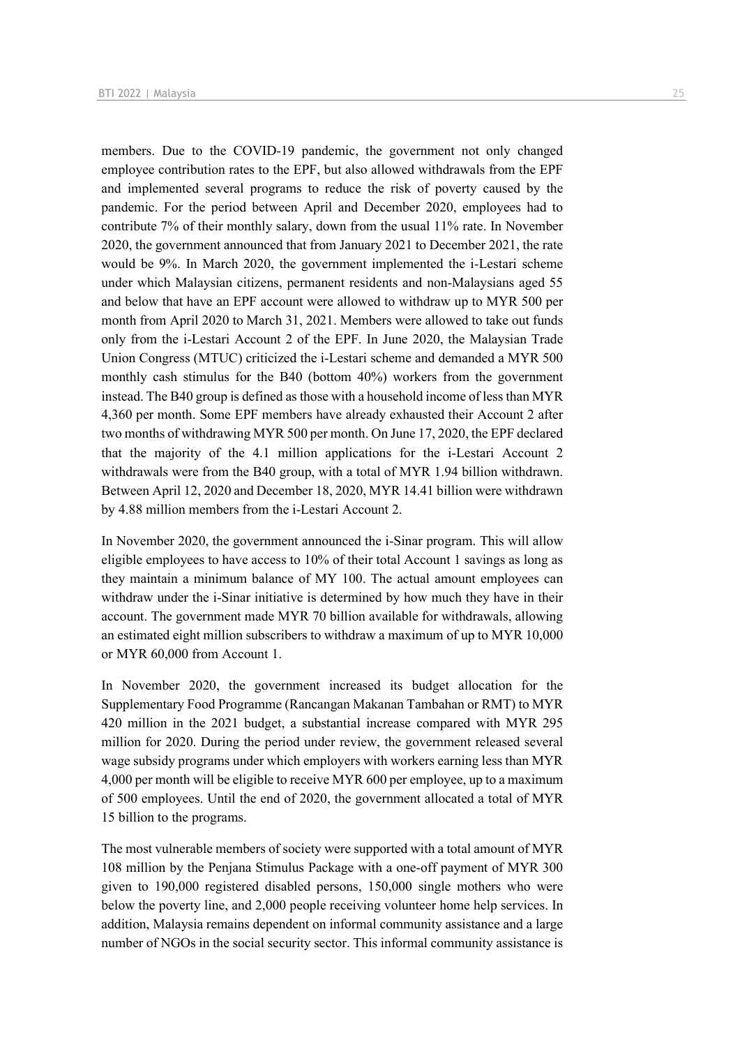members. Due to the COVID-19 pandemic, the government not only changed employee contribution rates to the EPF, but also allowed withdrawals from the EPF and implemented several programs to reduce the risk of poverty caused by the pandemic. For the period between April and December 2020, employees had to contribute 7% of their monthly salary, down from the usual 11% rate. In November 2020, the government announced that from January 2021 to December 2021, the rate would be 9%. In March 2020, the government implemented the i-Lestari scheme under which Malaysian citizens, permanent residents and non-Malaysians aged 55 and below that have an EPF account were allowed to withdraw up to MYR 500 per month from April 2020 to March 31, 2021. Members were allowed to take out funds only from the i-Lestari Account 2 of the EPF. In June 2020, the Malaysian Trade Union Congress (MTUC) criticized the i-Lestari scheme and demanded a MYR 500 monthly cash stimulus for the B40 (bottom 40%) workers from the government instead. The B40 group is defined as those with a household income of less than MYR 4,360 per month. Some EPF members have already exhausted their Account 2 after two months of withdrawing MYR 500 per month. On June 17, 2020, the EPF declared that the majority of the 4.1 million applications for the i-Lestari Account 2 withdrawals were from the B40 group, with a total of MYR 1.94 billion withdrawn. Between April 12, 2020 and December 18, 2020, MYR 14.41 billion were withdrawn by 4.88 million members from the i-Lestari Account 2.

In November 2020, the government announced the i-Sinar program. This will allow eligible employees to have access to 10% of their total Account 1 savings as long as they maintain a minimum balance of MY 100. The actual amount employees can withdraw under the i-Sinar initiative is determined by how much they have in their account. The government made MYR 70 billion available for withdrawals, allowing an estimated eight million subscribers to withdraw a maximum of up to MYR 10,000 or MYR 60,000 from Account 1.

In November 2020, the government increased its budget allocation for the Supplementary Food Programme (Rancangan Makanan Tambahan or RMT) to MYR 420 million in the 2021 budget, a substantial increase compared with MYR 295 million for 2020. During the period under review, the government released several wage subsidy programs under which employers with workers earning less than MYR 4,000 per month will be eligible to receive MYR 600 per employee, up to a maximum of 500 employees. Until the end of 2020, the government allocated a total of MYR 15 billion to the programs.

The most vulnerable members of society were supported with a total amount of MYR 108 million by the Penjana Stimulus Package with a one-off payment of MYR 300 given to 190,000 registered disabled persons, 150,000 single mothers who were below the poverty line, and 2,000 people receiving volunteer home help services. In addition, Malaysia remains dependent on informal community assistance and a large number of NGOs in the social security sector. This informal community assistance is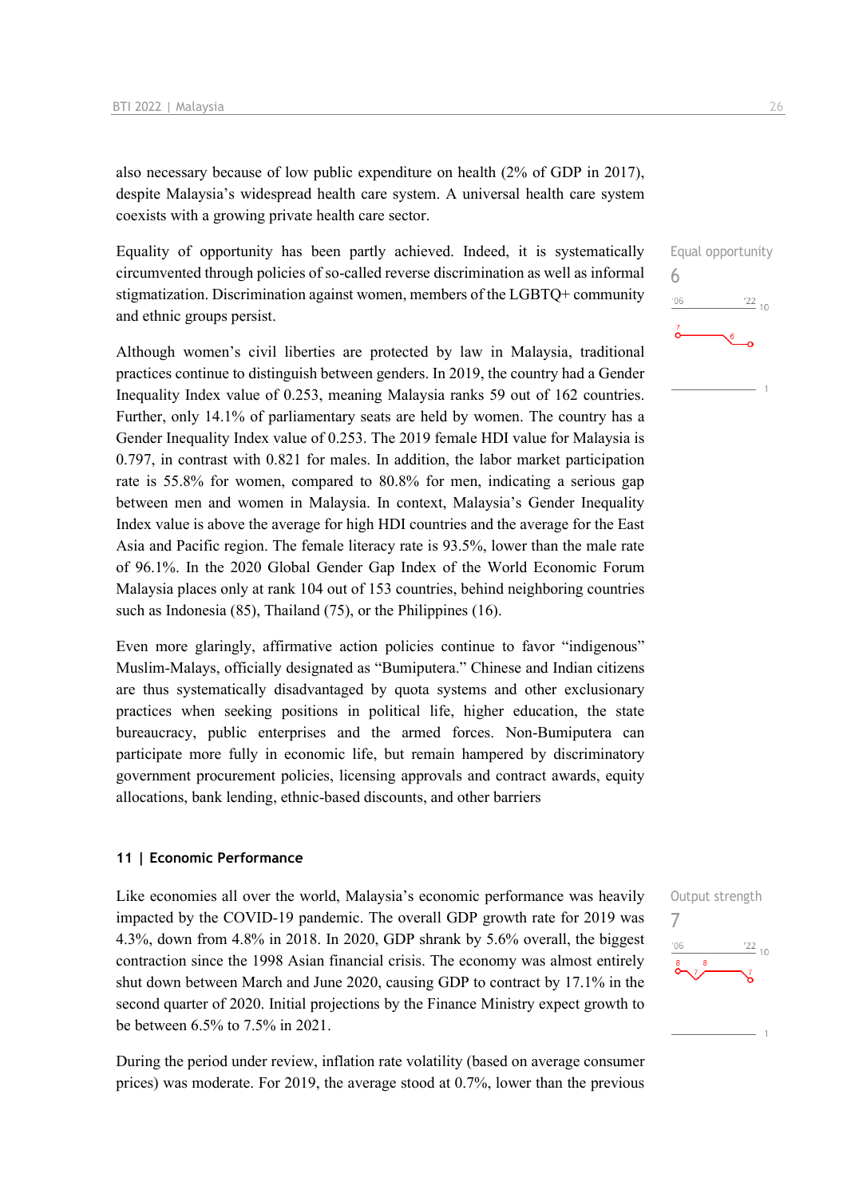also necessary because of low public expenditure on health (2% of GDP in 2017), despite Malaysia's widespread health care system. A universal health care system coexists with a growing private health care sector.

Equal opportunity
6

Equality of opportunity has been partly achieved. Indeed, it is systematically circumvented through policies of so-called reverse discrimination as well as informal stigmatization. Discrimination against women, members of the LGBTQ+ community and ethnic groups persist.

Although women's civil liberties are protected by law in Malaysia, traditional practices continue to distinguish between genders. In 2019, the country had a Gender Inequality Index value of 0.253, meaning Malaysia ranks 59 out of 162 countries. Further, only 14.1% of parliamentary seats are held by women. The country has a Gender Inequality Index value of 0.253. The 2019 female HDI value for Malaysia is 0.797, in contrast with 0.821 for males. In addition, the labor market participation rate is 55.8% for women, compared to 80.8% for men, indicating a serious gap between men and women in Malaysia. In context, Malaysia's Gender Inequality Index value is above the average for high HDI countries and the average for the East Asia and Pacific region. The female literacy rate is 93.5%, lower than the male rate of 96.1%. In the 2020 Global Gender Gap Index of the World Economic Forum Malaysia places only at rank 104 out of 153 countries, behind neighboring countries such as Indonesia (85), Thailand (75), or the Philippines (16).

Even more glaringly, affirmative action policies continue to favor "indigenous" Muslim-Malays, officially designated as "Bumiputera." Chinese and Indian citizens are thus systematically disadvantaged by quota systems and other exclusionary practices when seeking positions in political life, higher education, the state bureaucracy, public enterprises and the armed forces. Non-Bumiputera can participate more fully in economic life, but remain hampered by discriminatory government procurement policies, licensing approvals and contract awards, equity allocations, bank lending, ethnic-based discounts, and other barriers

## 11 | Economic Performance

Output strength
7

Like economies all over the world, Malaysia's economic performance was heavily impacted by the COVID-19 pandemic. The overall GDP growth rate for 2019 was 4.3%, down from 4.8% in 2018. In 2020, GDP shrank by 5.6% overall, the biggest contraction since the 1998 Asian financial crisis. The economy was almost entirely shut down between March and June 2020, causing GDP to contract by 17.1% in the second quarter of 2020. Initial projections by the Finance Ministry expect growth to be between 6.5% to 7.5% in 2021.

During the period under review, inflation rate volatility (based on average consumer prices) was moderate. For 2019, the average stood at 0.7%, lower than the previous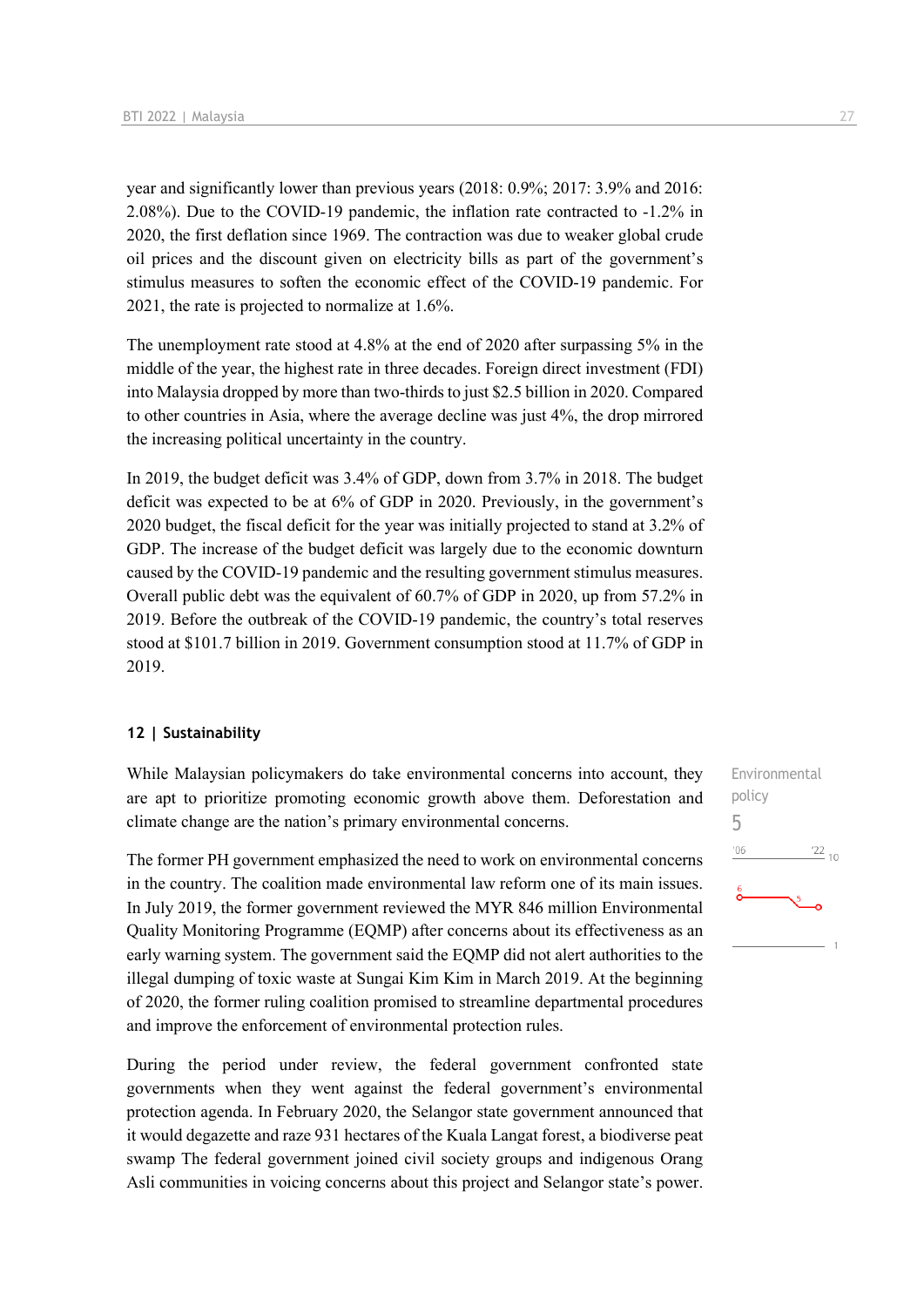year and significantly lower than previous years (2018: 0.9%; 2017: 3.9% and 2016: 2.08%). Due to the COVID-19 pandemic, the inflation rate contracted to -1.2% in 2020, the first deflation since 1969. The contraction was due to weaker global crude oil prices and the discount given on electricity bills as part of the government's stimulus measures to soften the economic effect of the COVID-19 pandemic. For 2021, the rate is projected to normalize at 1.6%.

The unemployment rate stood at 4.8% at the end of 2020 after surpassing 5% in the middle of the year, the highest rate in three decades. Foreign direct investment (FDI) into Malaysia dropped by more than two-thirds to just $2.5 billion in 2020. Compared to other countries in Asia, where the average decline was just 4%, the drop mirrored the increasing political uncertainty in the country.

In 2019, the budget deficit was 3.4% of GDP, down from 3.7% in 2018. The budget deficit was expected to be at 6% of GDP in 2020. Previously, in the government's 2020 budget, the fiscal deficit for the year was initially projected to stand at 3.2% of GDP. The increase of the budget deficit was largely due to the economic downturn caused by the COVID-19 pandemic and the resulting government stimulus measures. Overall public debt was the equivalent of 60.7% of GDP in 2020, up from 57.2% in 2019. Before the outbreak of the COVID-19 pandemic, the country's total reserves stood at $101.7 billion in 2019. Government consumption stood at 11.7% of GDP in 2019.

## 12 | Sustainability

Environmental policy
5

While Malaysian policymakers do take environmental concerns into account, they are apt to prioritize promoting economic growth above them. Deforestation and climate change are the nation's primary environmental concerns.

The former PH government emphasized the need to work on environmental concerns in the country. The coalition made environmental law reform one of its main issues. In July 2019, the former government reviewed the MYR 846 million Environmental Quality Monitoring Programme (EQMP) after concerns about its effectiveness as an early warning system. The government said the EQMP did not alert authorities to the illegal dumping of toxic waste at Sungai Kim Kim in March 2019. At the beginning of 2020, the former ruling coalition promised to streamline departmental procedures and improve the enforcement of environmental protection rules.

During the period under review, the federal government confronted state governments when they went against the federal government's environmental protection agenda. In February 2020, the Selangor state government announced that it would degazette and raze 931 hectares of the Kuala Langat forest, a biodiverse peat swamp The federal government joined civil society groups and indigenous Orang Asli communities in voicing concerns about this project and Selangor state's power.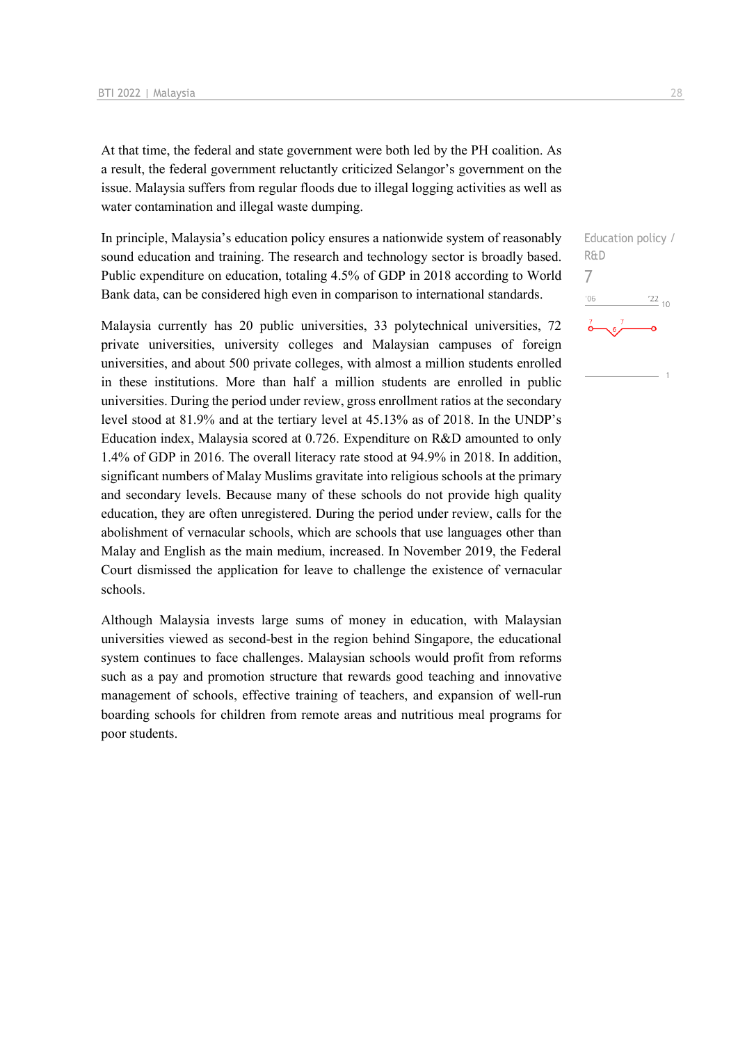At that time, the federal and state government were both led by the PH coalition. As a result, the federal government reluctantly criticized Selangor's government on the issue. Malaysia suffers from regular floods due to illegal logging activities as well as water contamination and illegal waste dumping.

Education policy / R&D

7

In principle, Malaysia's education policy ensures a nationwide system of reasonably sound education and training. The research and technology sector is broadly based. Public expenditure on education, totaling 4.5% of GDP in 2018 according to World Bank data, can be considered high even in comparison to international standards.

Malaysia currently has 20 public universities, 33 polytechnical universities, 72 private universities, university colleges and Malaysian campuses of foreign universities, and about 500 private colleges, with almost a million students enrolled in these institutions. More than half a million students are enrolled in public universities. During the period under review, gross enrollment ratios at the secondary level stood at 81.9% and at the tertiary level at 45.13% as of 2018. In the UNDP's Education index, Malaysia scored at 0.726. Expenditure on R&D amounted to only 1.4% of GDP in 2016. The overall literacy rate stood at 94.9% in 2018. In addition, significant numbers of Malay Muslims gravitate into religious schools at the primary and secondary levels. Because many of these schools do not provide high quality education, they are often unregistered. During the period under review, calls for the abolishment of vernacular schools, which are schools that use languages other than Malay and English as the main medium, increased. In November 2019, the Federal Court dismissed the application for leave to challenge the existence of vernacular schools.

Although Malaysia invests large sums of money in education, with Malaysian universities viewed as second-best in the region behind Singapore, the educational system continues to face challenges. Malaysian schools would profit from reforms such as a pay and promotion structure that rewards good teaching and innovative management of schools, effective training of teachers, and expansion of well-run boarding schools for children from remote areas and nutritious meal programs for poor students.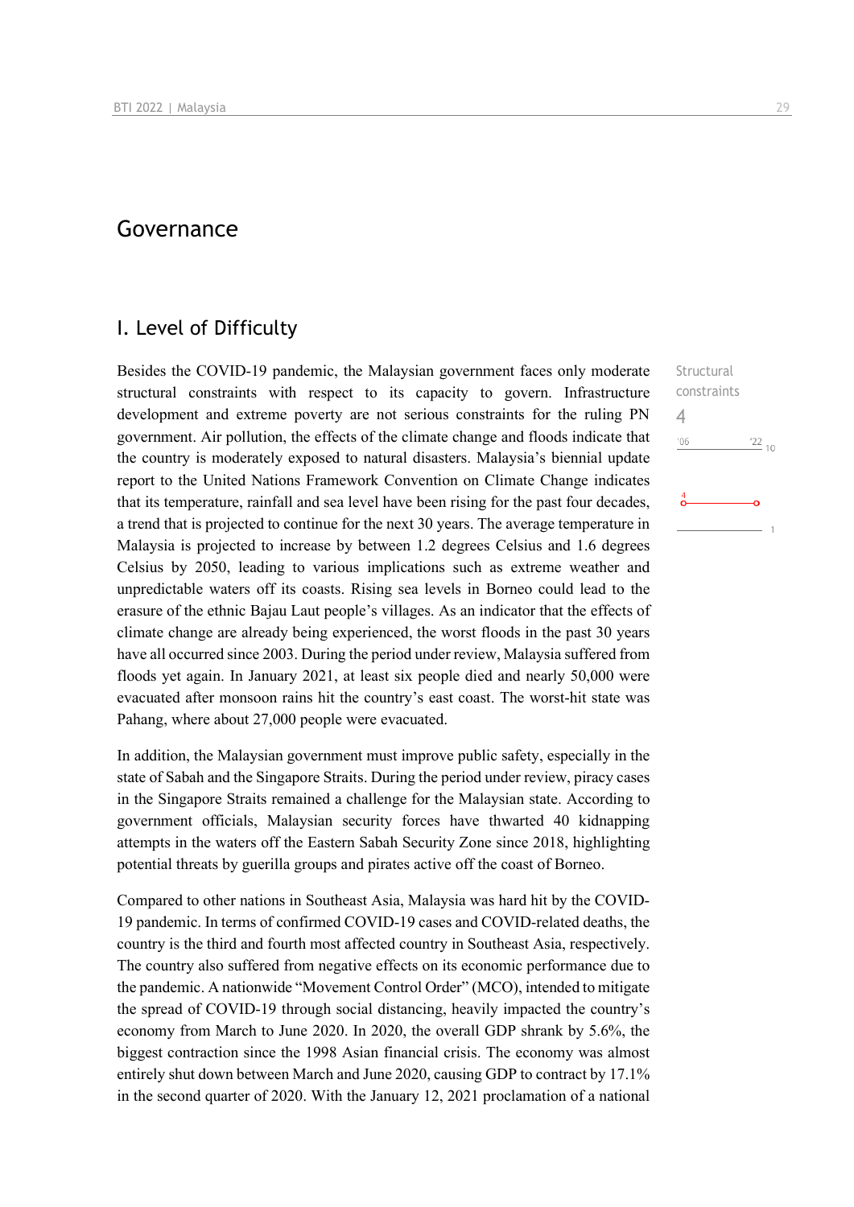# Governance

## I. Level of Difficulty

Structural constraints

4

Besides the COVID-19 pandemic, the Malaysian government faces only moderate structural constraints with respect to its capacity to govern. Infrastructure development and extreme poverty are not serious constraints for the ruling PN government. Air pollution, the effects of the climate change and floods indicate that the country is moderately exposed to natural disasters. Malaysia's biennial update report to the United Nations Framework Convention on Climate Change indicates that its temperature, rainfall and sea level have been rising for the past four decades, a trend that is projected to continue for the next 30 years. The average temperature in Malaysia is projected to increase by between 1.2 degrees Celsius and 1.6 degrees Celsius by 2050, leading to various implications such as extreme weather and unpredictable waters off its coasts. Rising sea levels in Borneo could lead to the erasure of the ethnic Bajau Laut people's villages. As an indicator that the effects of climate change are already being experienced, the worst floods in the past 30 years have all occurred since 2003. During the period under review, Malaysia suffered from floods yet again. In January 2021, at least six people died and nearly 50,000 were evacuated after monsoon rains hit the country's east coast. The worst-hit state was Pahang, where about 27,000 people were evacuated.

In addition, the Malaysian government must improve public safety, especially in the state of Sabah and the Singapore Straits. During the period under review, piracy cases in the Singapore Straits remained a challenge for the Malaysian state. According to government officials, Malaysian security forces have thwarted 40 kidnapping attempts in the waters off the Eastern Sabah Security Zone since 2018, highlighting potential threats by guerilla groups and pirates active off the coast of Borneo.

Compared to other nations in Southeast Asia, Malaysia was hard hit by the COVID-19 pandemic. In terms of confirmed COVID-19 cases and COVID-related deaths, the country is the third and fourth most affected country in Southeast Asia, respectively. The country also suffered from negative effects on its economic performance due to the pandemic. A nationwide "Movement Control Order" (MCO), intended to mitigate the spread of COVID-19 through social distancing, heavily impacted the country's economy from March to June 2020. In 2020, the overall GDP shrank by 5.6%, the biggest contraction since the 1998 Asian financial crisis. The economy was almost entirely shut down between March and June 2020, causing GDP to contract by 17.1% in the second quarter of 2020. With the January 12, 2021 proclamation of a national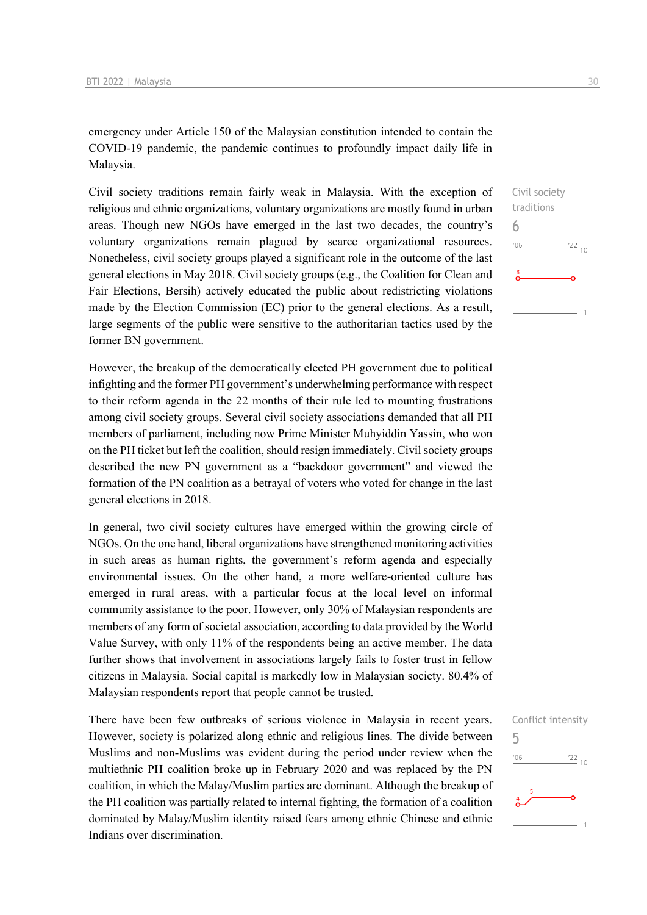emergency under Article 150 of the Malaysian constitution intended to contain the COVID-19 pandemic, the pandemic continues to profoundly impact daily life in Malaysia.

Civil society traditions
6

Civil society traditions remain fairly weak in Malaysia. With the exception of religious and ethnic organizations, voluntary organizations are mostly found in urban areas. Though new NGOs have emerged in the last two decades, the country's voluntary organizations remain plagued by scarce organizational resources. Nonetheless, civil society groups played a significant role in the outcome of the last general elections in May 2018. Civil society groups (e.g., the Coalition for Clean and Fair Elections, Bersih) actively educated the public about redistricting violations made by the Election Commission (EC) prior to the general elections. As a result, large segments of the public were sensitive to the authoritarian tactics used by the former BN government.

However, the breakup of the democratically elected PH government due to political infighting and the former PH government's underwhelming performance with respect to their reform agenda in the 22 months of their rule led to mounting frustrations among civil society groups. Several civil society associations demanded that all PH members of parliament, including now Prime Minister Muhyiddin Yassin, who won on the PH ticket but left the coalition, should resign immediately. Civil society groups described the new PN government as a "backdoor government" and viewed the formation of the PN coalition as a betrayal of voters who voted for change in the last general elections in 2018.

In general, two civil society cultures have emerged within the growing circle of NGOs. On the one hand, liberal organizations have strengthened monitoring activities in such areas as human rights, the government's reform agenda and especially environmental issues. On the other hand, a more welfare-oriented culture has emerged in rural areas, with a particular focus at the local level on informal community assistance to the poor. However, only 30% of Malaysian respondents are members of any form of societal association, according to data provided by the World Value Survey, with only 11% of the respondents being an active member. The data further shows that involvement in associations largely fails to foster trust in fellow citizens in Malaysia. Social capital is markedly low in Malaysian society. 80.4% of Malaysian respondents report that people cannot be trusted.

Conflict intensity
5

There have been few outbreaks of serious violence in Malaysia in recent years. However, society is polarized along ethnic and religious lines. The divide between Muslims and non-Muslims was evident during the period under review when the multiethnic PH coalition broke up in February 2020 and was replaced by the PN coalition, in which the Malay/Muslim parties are dominant. Although the breakup of the PH coalition was partially related to internal fighting, the formation of a coalition dominated by Malay/Muslim identity raised fears among ethnic Chinese and ethnic Indians over discrimination.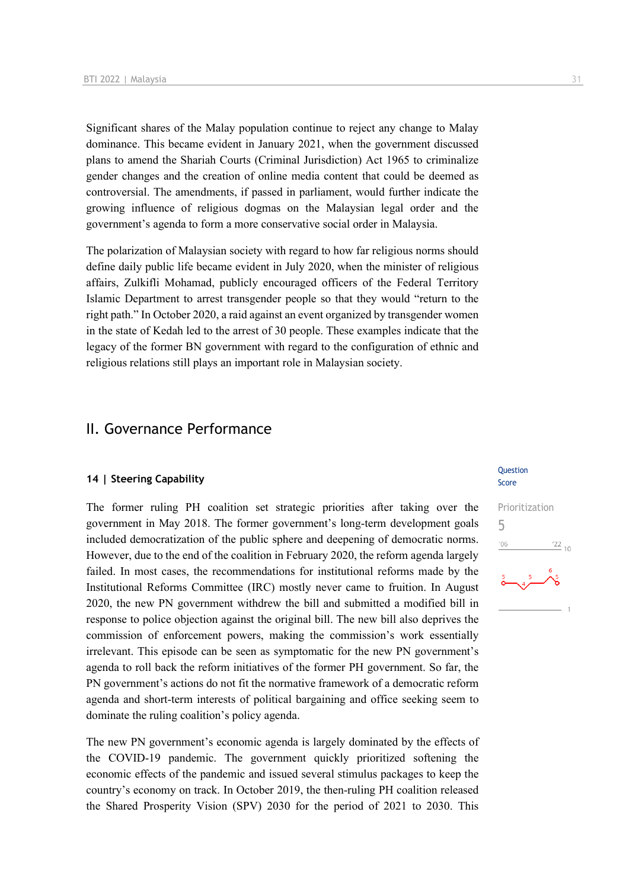Significant shares of the Malay population continue to reject any change to Malay dominance. This became evident in January 2021, when the government discussed plans to amend the Shariah Courts (Criminal Jurisdiction) Act 1965 to criminalize gender changes and the creation of online media content that could be deemed as controversial. The amendments, if passed in parliament, would further indicate the growing influence of religious dogmas on the Malaysian legal order and the government's agenda to form a more conservative social order in Malaysia.

The polarization of Malaysian society with regard to how far religious norms should define daily public life became evident in July 2020, when the minister of religious affairs, Zulkifli Mohamad, publicly encouraged officers of the Federal Territory Islamic Department to arrest transgender people so that they would "return to the right path." In October 2020, a raid against an event organized by transgender women in the state of Kedah led to the arrest of 30 people. These examples indicate that the legacy of the former BN government with regard to the configuration of ethnic and religious relations still plays an important role in Malaysian society.

## II. Governance Performance

### 14 | Steering Capability

Question Score

Prioritization
5

The former ruling PH coalition set strategic priorities after taking over the government in May 2018. The former government's long-term development goals included democratization of the public sphere and deepening of democratic norms. However, due to the end of the coalition in February 2020, the reform agenda largely failed. In most cases, the recommendations for institutional reforms made by the Institutional Reforms Committee (IRC) mostly never came to fruition. In August 2020, the new PN government withdrew the bill and submitted a modified bill in response to police objection against the original bill. The new bill also deprives the commission of enforcement powers, making the commission's work essentially irrelevant. This episode can be seen as symptomatic for the new PN government's agenda to roll back the reform initiatives of the former PH government. So far, the PN government's actions do not fit the normative framework of a democratic reform agenda and short-term interests of political bargaining and office seeking seem to dominate the ruling coalition's policy agenda.

The new PN government's economic agenda is largely dominated by the effects of the COVID-19 pandemic. The government quickly prioritized softening the economic effects of the pandemic and issued several stimulus packages to keep the country's economy on track. In October 2019, the then-ruling PH coalition released the Shared Prosperity Vision (SPV) 2030 for the period of 2021 to 2030. This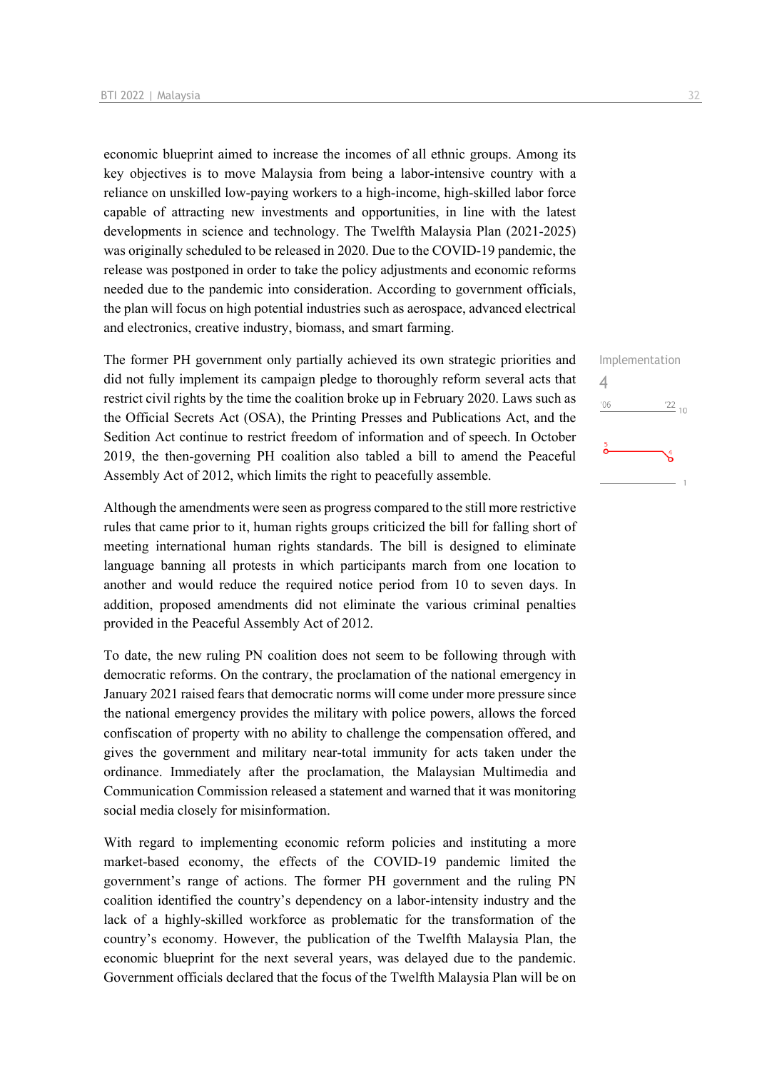economic blueprint aimed to increase the incomes of all ethnic groups. Among its key objectives is to move Malaysia from being a labor-intensive country with a reliance on unskilled low-paying workers to a high-income, high-skilled labor force capable of attracting new investments and opportunities, in line with the latest developments in science and technology. The Twelfth Malaysia Plan (2021-2025) was originally scheduled to be released in 2020. Due to the COVID-19 pandemic, the release was postponed in order to take the policy adjustments and economic reforms needed due to the pandemic into consideration. According to government officials, the plan will focus on high potential industries such as aerospace, advanced electrical and electronics, creative industry, biomass, and smart farming.

Implementation
4

The former PH government only partially achieved its own strategic priorities and did not fully implement its campaign pledge to thoroughly reform several acts that restrict civil rights by the time the coalition broke up in February 2020. Laws such as the Official Secrets Act (OSA), the Printing Presses and Publications Act, and the Sedition Act continue to restrict freedom of information and of speech. In October 2019, the then-governing PH coalition also tabled a bill to amend the Peaceful Assembly Act of 2012, which limits the right to peacefully assemble.

Although the amendments were seen as progress compared to the still more restrictive rules that came prior to it, human rights groups criticized the bill for falling short of meeting international human rights standards. The bill is designed to eliminate language banning all protests in which participants march from one location to another and would reduce the required notice period from 10 to seven days. In addition, proposed amendments did not eliminate the various criminal penalties provided in the Peaceful Assembly Act of 2012.

To date, the new ruling PN coalition does not seem to be following through with democratic reforms. On the contrary, the proclamation of the national emergency in January 2021 raised fears that democratic norms will come under more pressure since the national emergency provides the military with police powers, allows the forced confiscation of property with no ability to challenge the compensation offered, and gives the government and military near-total immunity for acts taken under the ordinance. Immediately after the proclamation, the Malaysian Multimedia and Communication Commission released a statement and warned that it was monitoring social media closely for misinformation.

With regard to implementing economic reform policies and instituting a more market-based economy, the effects of the COVID-19 pandemic limited the government's range of actions. The former PH government and the ruling PN coalition identified the country's dependency on a labor-intensity industry and the lack of a highly-skilled workforce as problematic for the transformation of the country's economy. However, the publication of the Twelfth Malaysia Plan, the economic blueprint for the next several years, was delayed due to the pandemic. Government officials declared that the focus of the Twelfth Malaysia Plan will be on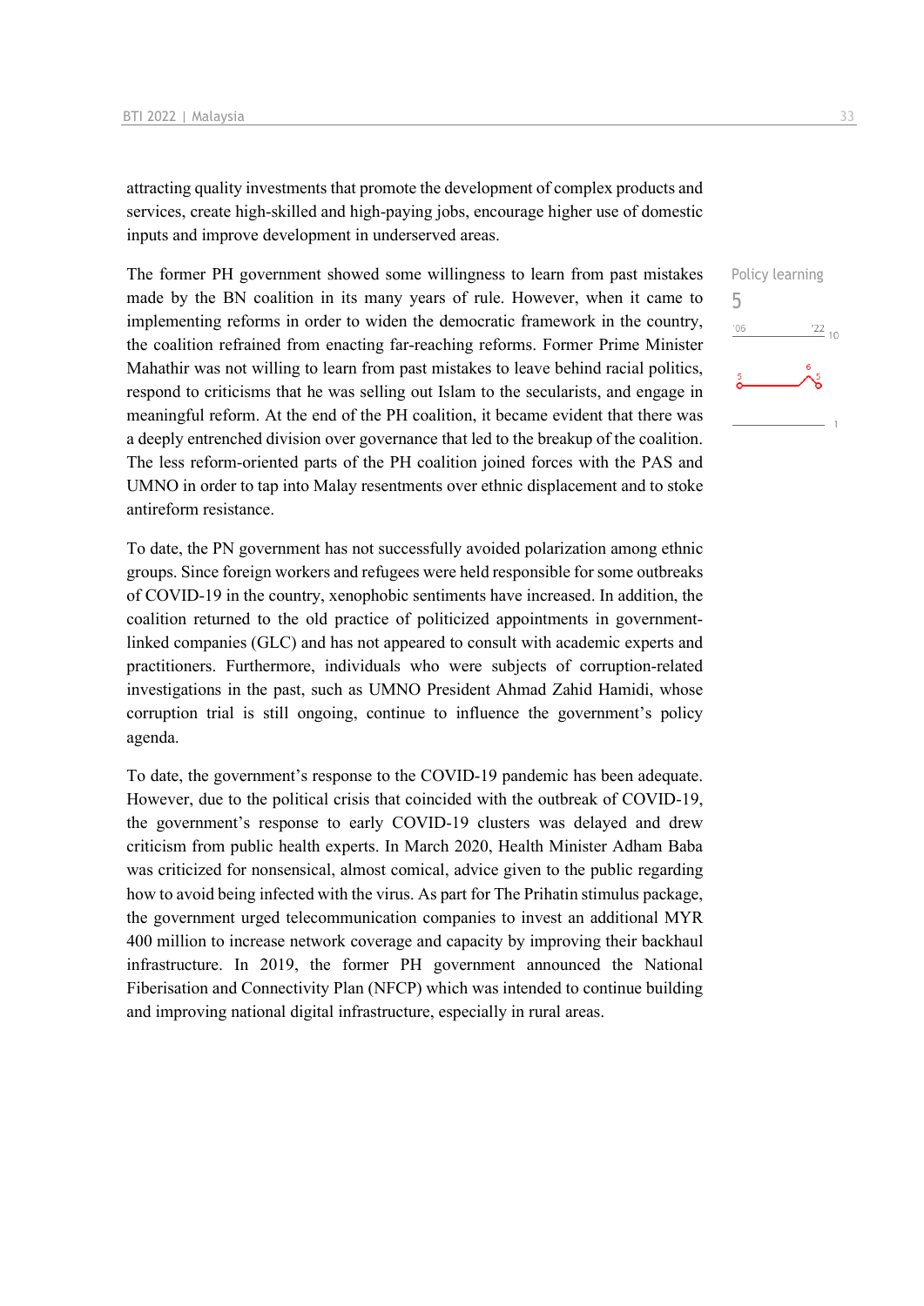attracting quality investments that promote the development of complex products and services, create high-skilled and high-paying jobs, encourage higher use of domestic inputs and improve development in underserved areas.

Policy learning
5

The former PH government showed some willingness to learn from past mistakes made by the BN coalition in its many years of rule. However, when it came to implementing reforms in order to widen the democratic framework in the country, the coalition refrained from enacting far-reaching reforms. Former Prime Minister Mahathir was not willing to learn from past mistakes to leave behind racial politics, respond to criticisms that he was selling out Islam to the secularists, and engage in meaningful reform. At the end of the PH coalition, it became evident that there was a deeply entrenched division over governance that led to the breakup of the coalition. The less reform-oriented parts of the PH coalition joined forces with the PAS and UMNO in order to tap into Malay resentments over ethnic displacement and to stoke antireform resistance.

To date, the PN government has not successfully avoided polarization among ethnic groups. Since foreign workers and refugees were held responsible for some outbreaks of COVID-19 in the country, xenophobic sentiments have increased. In addition, the coalition returned to the old practice of politicized appointments in government-linked companies (GLC) and has not appeared to consult with academic experts and practitioners. Furthermore, individuals who were subjects of corruption-related investigations in the past, such as UMNO President Ahmad Zahid Hamidi, whose corruption trial is still ongoing, continue to influence the government's policy agenda.

To date, the government's response to the COVID-19 pandemic has been adequate. However, due to the political crisis that coincided with the outbreak of COVID-19, the government's response to early COVID-19 clusters was delayed and drew criticism from public health experts. In March 2020, Health Minister Adham Baba was criticized for nonsensical, almost comical, advice given to the public regarding how to avoid being infected with the virus. As part for The Prihatin stimulus package, the government urged telecommunication companies to invest an additional MYR 400 million to increase network coverage and capacity by improving their backhaul infrastructure. In 2019, the former PH government announced the National Fiberisation and Connectivity Plan (NFCP) which was intended to continue building and improving national digital infrastructure, especially in rural areas.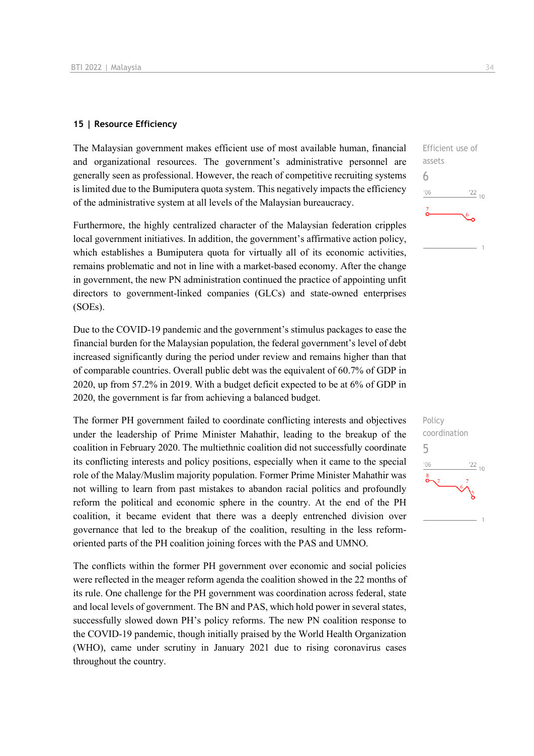## 15 | Resource Efficiency

Efficient use of assets

6

The Malaysian government makes efficient use of most available human, financial and organizational resources. The government's administrative personnel are generally seen as professional. However, the reach of competitive recruiting systems is limited due to the Bumiputera quota system. This negatively impacts the efficiency of the administrative system at all levels of the Malaysian bureaucracy.

Furthermore, the highly centralized character of the Malaysian federation cripples local government initiatives. In addition, the government's affirmative action policy, which establishes a Bumiputera quota for virtually all of its economic activities, remains problematic and not in line with a market-based economy. After the change in government, the new PN administration continued the practice of appointing unfit directors to government-linked companies (GLCs) and state-owned enterprises (SOEs).

Due to the COVID-19 pandemic and the government's stimulus packages to ease the financial burden for the Malaysian population, the federal government's level of debt increased significantly during the period under review and remains higher than that of comparable countries. Overall public debt was the equivalent of 60.7% of GDP in 2020, up from 57.2% in 2019. With a budget deficit expected to be at 6% of GDP in 2020, the government is far from achieving a balanced budget.

Policy coordination

5

The former PH government failed to coordinate conflicting interests and objectives under the leadership of Prime Minister Mahathir, leading to the breakup of the coalition in February 2020. The multiethnic coalition did not successfully coordinate its conflicting interests and policy positions, especially when it came to the special role of the Malay/Muslim majority population. Former Prime Minister Mahathir was not willing to learn from past mistakes to abandon racial politics and profoundly reform the political and economic sphere in the country. At the end of the PH coalition, it became evident that there was a deeply entrenched division over governance that led to the breakup of the coalition, resulting in the less reform-oriented parts of the PH coalition joining forces with the PAS and UMNO.

The conflicts within the former PH government over economic and social policies were reflected in the meager reform agenda the coalition showed in the 22 months of its rule. One challenge for the PH government was coordination across federal, state and local levels of government. The BN and PAS, which hold power in several states, successfully slowed down PH's policy reforms. The new PN coalition response to the COVID-19 pandemic, though initially praised by the World Health Organization (WHO), came under scrutiny in January 2021 due to rising coronavirus cases throughout the country.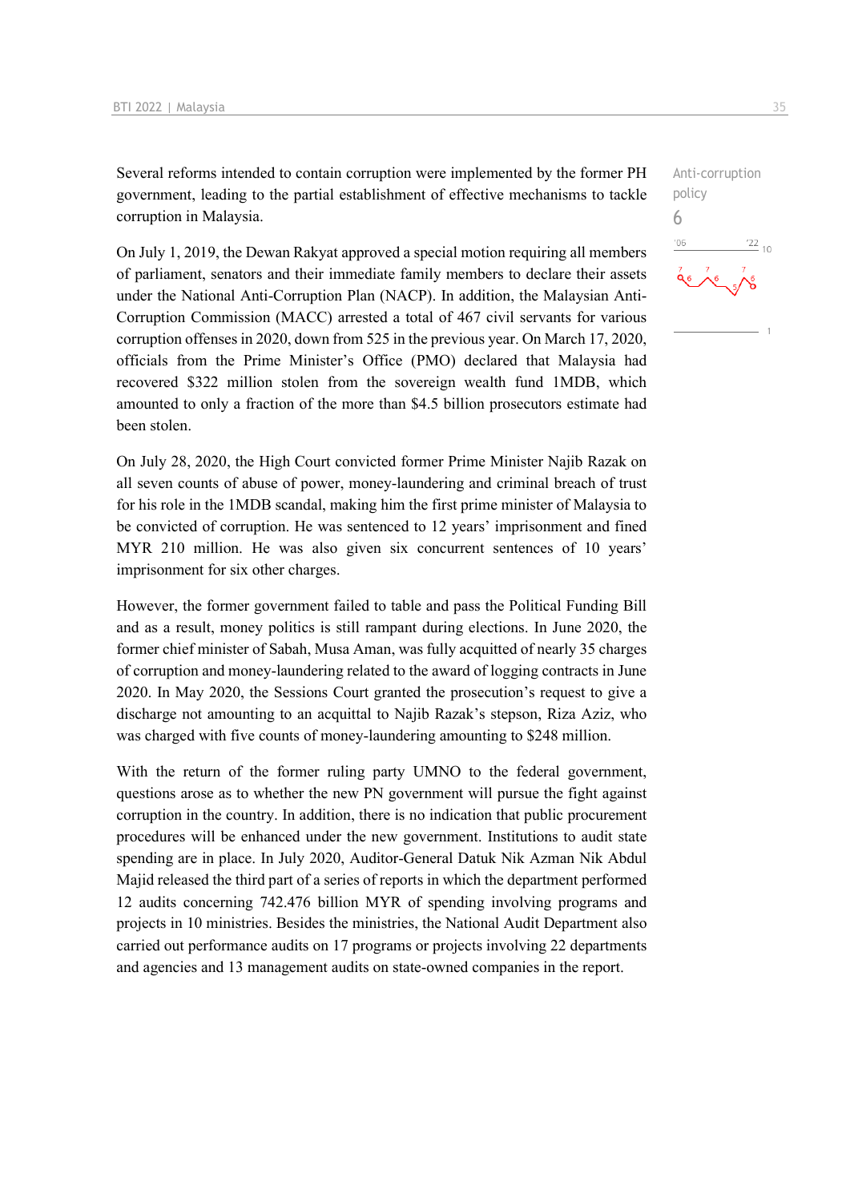Anti-corruption policy
6

Several reforms intended to contain corruption were implemented by the former PH government, leading to the partial establishment of effective mechanisms to tackle corruption in Malaysia.

On July 1, 2019, the Dewan Rakyat approved a special motion requiring all members of parliament, senators and their immediate family members to declare their assets under the National Anti-Corruption Plan (NACP). In addition, the Malaysian Anti-Corruption Commission (MACC) arrested a total of 467 civil servants for various corruption offenses in 2020, down from 525 in the previous year. On March 17, 2020, officials from the Prime Minister's Office (PMO) declared that Malaysia had recovered $322 million stolen from the sovereign wealth fund 1MDB, which amounted to only a fraction of the more than $4.5 billion prosecutors estimate had been stolen.

On July 28, 2020, the High Court convicted former Prime Minister Najib Razak on all seven counts of abuse of power, money-laundering and criminal breach of trust for his role in the 1MDB scandal, making him the first prime minister of Malaysia to be convicted of corruption. He was sentenced to 12 years' imprisonment and fined MYR 210 million. He was also given six concurrent sentences of 10 years' imprisonment for six other charges.

However, the former government failed to table and pass the Political Funding Bill and as a result, money politics is still rampant during elections. In June 2020, the former chief minister of Sabah, Musa Aman, was fully acquitted of nearly 35 charges of corruption and money-laundering related to the award of logging contracts in June 2020. In May 2020, the Sessions Court granted the prosecution's request to give a discharge not amounting to an acquittal to Najib Razak's stepson, Riza Aziz, who was charged with five counts of money-laundering amounting to $248 million.

With the return of the former ruling party UMNO to the federal government, questions arose as to whether the new PN government will pursue the fight against corruption in the country. In addition, there is no indication that public procurement procedures will be enhanced under the new government. Institutions to audit state spending are in place. In July 2020, Auditor-General Datuk Nik Azman Nik Abdul Majid released the third part of a series of reports in which the department performed 12 audits concerning 742.476 billion MYR of spending involving programs and projects in 10 ministries. Besides the ministries, the National Audit Department also carried out performance audits on 17 programs or projects involving 22 departments and agencies and 13 management audits on state-owned companies in the report.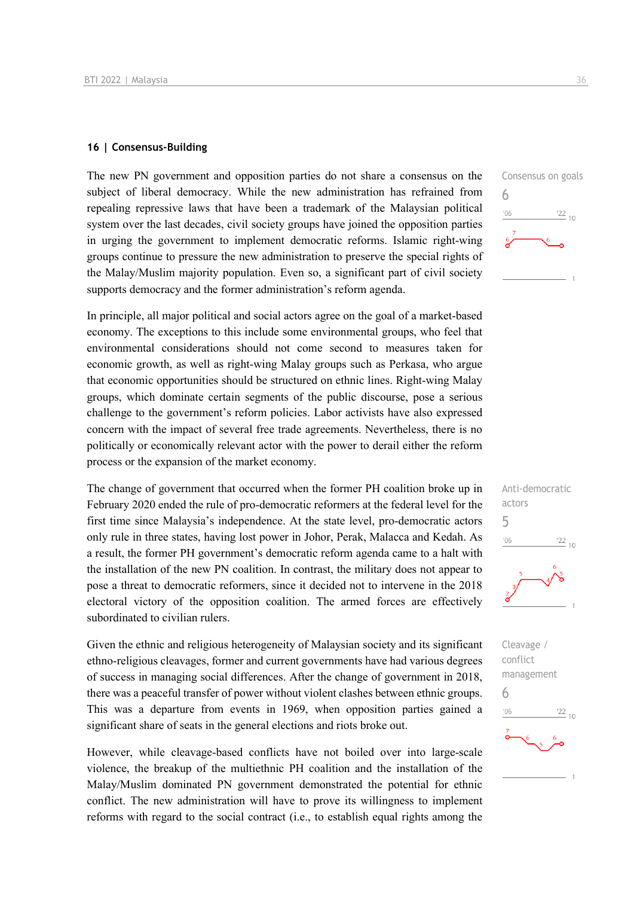## 16 | Consensus-Building

The new PN government and opposition parties do not share a consensus on the subject of liberal democracy. While the new administration has refrained from repealing repressive laws that have been a trademark of the Malaysian political system over the last decades, civil society groups have joined the opposition parties in urging the government to implement democratic reforms. Islamic right-wing groups continue to pressure the new administration to preserve the special rights of the Malay/Muslim majority population. Even so, a significant part of civil society supports democracy and the former administration's reform agenda.

Consensus on goals
6

In principle, all major political and social actors agree on the goal of a market-based economy. The exceptions to this include some environmental groups, who feel that environmental considerations should not come second to measures taken for economic growth, as well as right-wing Malay groups such as Perkasa, who argue that economic opportunities should be structured on ethnic lines. Right-wing Malay groups, which dominate certain segments of the public discourse, pose a serious challenge to the government's reform policies. Labor activists have also expressed concern with the impact of several free trade agreements. Nevertheless, there is no politically or economically relevant actor with the power to derail either the reform process or the expansion of the market economy.

The change of government that occurred when the former PH coalition broke up in February 2020 ended the rule of pro-democratic reformers at the federal level for the first time since Malaysia's independence. At the state level, pro-democratic actors only rule in three states, having lost power in Johor, Perak, Malacca and Kedah. As a result, the former PH government's democratic reform agenda came to a halt with the installation of the new PN coalition. In contrast, the military does not appear to pose a threat to democratic reformers, since it decided not to intervene in the 2018 electoral victory of the opposition coalition. The armed forces are effectively subordinated to civilian rulers.

Anti-democratic actors
5

Given the ethnic and religious heterogeneity of Malaysian society and its significant ethno-religious cleavages, former and current governments have had various degrees of success in managing social differences. After the change of government in 2018, there was a peaceful transfer of power without violent clashes between ethnic groups. This was a departure from events in 1969, when opposition parties gained a significant share of seats in the general elections and riots broke out.

Cleavage / conflict management
6

However, while cleavage-based conflicts have not boiled over into large-scale violence, the breakup of the multiethnic PH coalition and the installation of the Malay/Muslim dominated PN government demonstrated the potential for ethnic conflict. The new administration will have to prove its willingness to implement reforms with regard to the social contract (i.e., to establish equal rights among the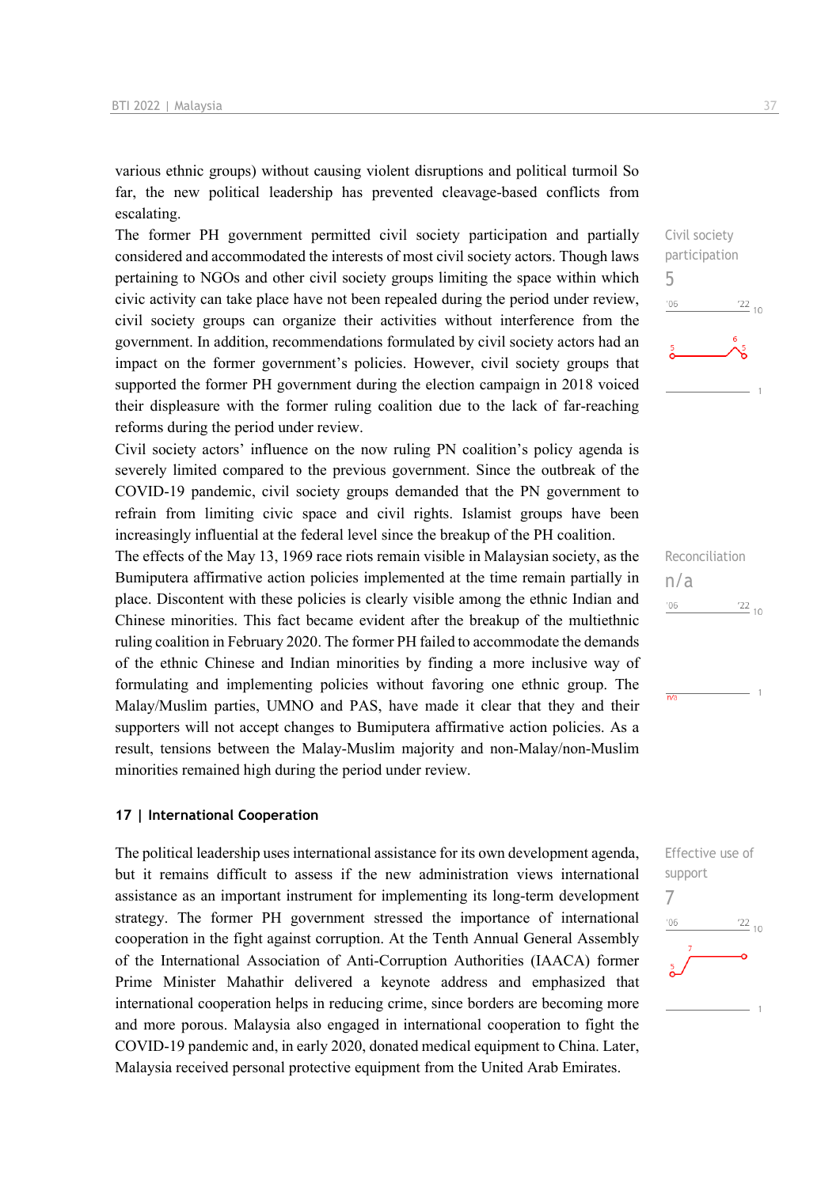various ethnic groups) without causing violent disruptions and political turmoil So far, the new political leadership has prevented cleavage-based conflicts from escalating.

The former PH government permitted civil society participation and partially considered and accommodated the interests of most civil society actors. Though laws pertaining to NGOs and other civil society groups limiting the space within which civic activity can take place have not been repealed during the period under review, civil society groups can organize their activities without interference from the government. In addition, recommendations formulated by civil society actors had an impact on the former government's policies. However, civil society groups that supported the former PH government during the election campaign in 2018 voiced their displeasure with the former ruling coalition due to the lack of far-reaching reforms during the period under review.

Civil society participation
5

Civil society actors' influence on the now ruling PN coalition's policy agenda is severely limited compared to the previous government. Since the outbreak of the COVID-19 pandemic, civil society groups demanded that the PN government to refrain from limiting civic space and civil rights. Islamist groups have been increasingly influential at the federal level since the breakup of the PH coalition.

The effects of the May 13, 1969 race riots remain visible in Malaysian society, as the Bumiputera affirmative action policies implemented at the time remain partially in place. Discontent with these policies is clearly visible among the ethnic Indian and Chinese minorities. This fact became evident after the breakup of the multiethnic ruling coalition in February 2020. The former PH failed to accommodate the demands of the ethnic Chinese and Indian minorities by finding a more inclusive way of formulating and implementing policies without favoring one ethnic group. The Malay/Muslim parties, UMNO and PAS, have made it clear that they and their supporters will not accept changes to Bumiputera affirmative action policies. As a result, tensions between the Malay-Muslim majority and non-Malay/non-Muslim minorities remained high during the period under review.

Reconciliation
n/a

## 17 | International Cooperation

The political leadership uses international assistance for its own development agenda, but it remains difficult to assess if the new administration views international assistance as an important instrument for implementing its long-term development strategy. The former PH government stressed the importance of international cooperation in the fight against corruption. At the Tenth Annual General Assembly of the International Association of Anti-Corruption Authorities (IAACA) former Prime Minister Mahathir delivered a keynote address and emphasized that international cooperation helps in reducing crime, since borders are becoming more and more porous. Malaysia also engaged in international cooperation to fight the COVID-19 pandemic and, in early 2020, donated medical equipment to China. Later, Malaysia received personal protective equipment from the United Arab Emirates.

Effective use of support
7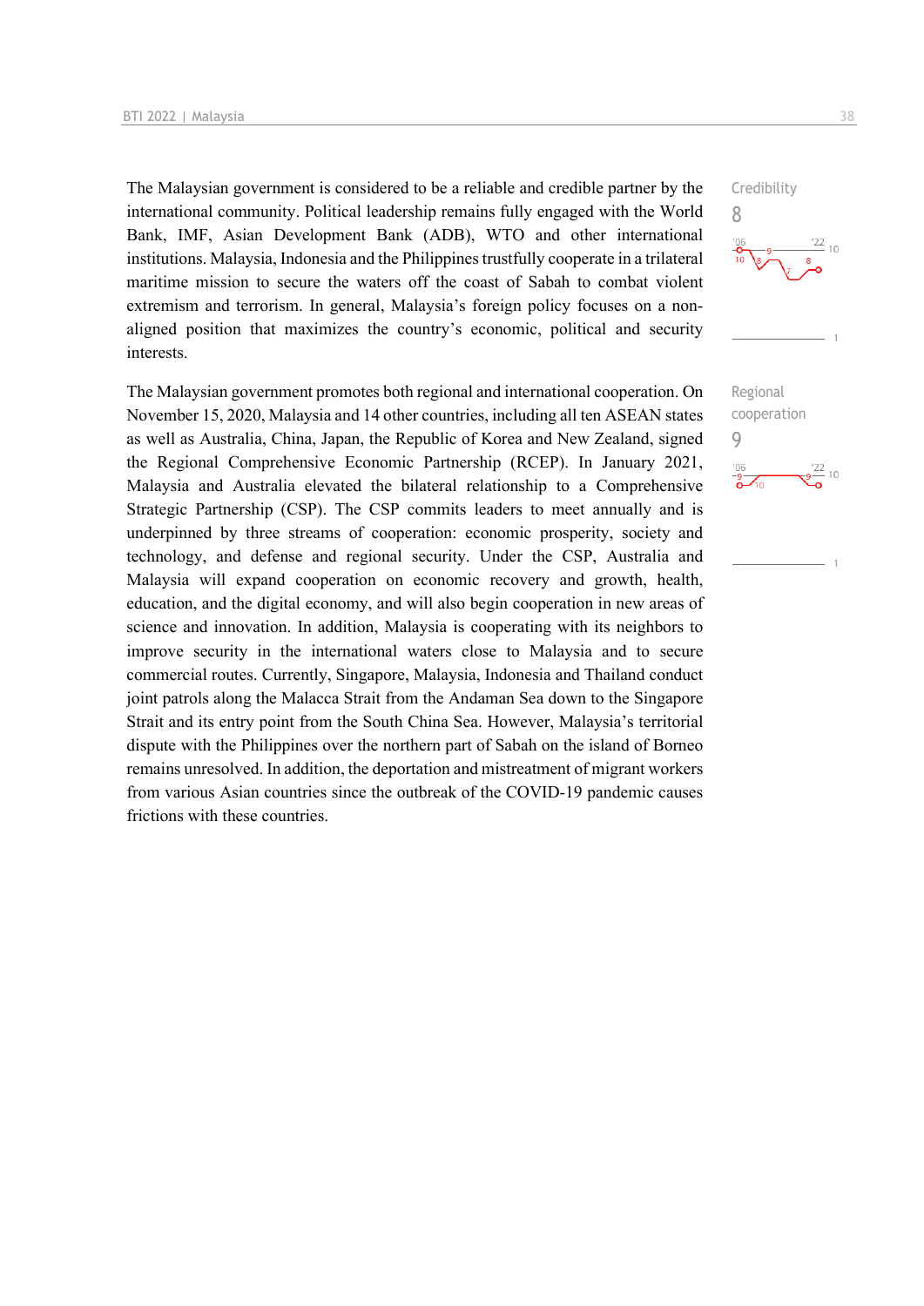The Malaysian government is considered to be a reliable and credible partner by the international community. Political leadership remains fully engaged with the World Bank, IMF, Asian Development Bank (ADB), WTO and other international institutions. Malaysia, Indonesia and the Philippines trustfully cooperate in a trilateral maritime mission to secure the waters off the coast of Sabah to combat violent extremism and terrorism. In general, Malaysia's foreign policy focuses on a non-aligned position that maximizes the country's economic, political and security interests.

Credibility
8

The Malaysian government promotes both regional and international cooperation. On November 15, 2020, Malaysia and 14 other countries, including all ten ASEAN states as well as Australia, China, Japan, the Republic of Korea and New Zealand, signed the Regional Comprehensive Economic Partnership (RCEP). In January 2021, Malaysia and Australia elevated the bilateral relationship to a Comprehensive Strategic Partnership (CSP). The CSP commits leaders to meet annually and is underpinned by three streams of cooperation: economic prosperity, society and technology, and defense and regional security. Under the CSP, Australia and Malaysia will expand cooperation on economic recovery and growth, health, education, and the digital economy, and will also begin cooperation in new areas of science and innovation. In addition, Malaysia is cooperating with its neighbors to improve security in the international waters close to Malaysia and to secure commercial routes. Currently, Singapore, Malaysia, Indonesia and Thailand conduct joint patrols along the Malacca Strait from the Andaman Sea down to the Singapore Strait and its entry point from the South China Sea. However, Malaysia's territorial dispute with the Philippines over the northern part of Sabah on the island of Borneo remains unresolved. In addition, the deportation and mistreatment of migrant workers from various Asian countries since the outbreak of the COVID-19 pandemic causes frictions with these countries.

Regional cooperation
9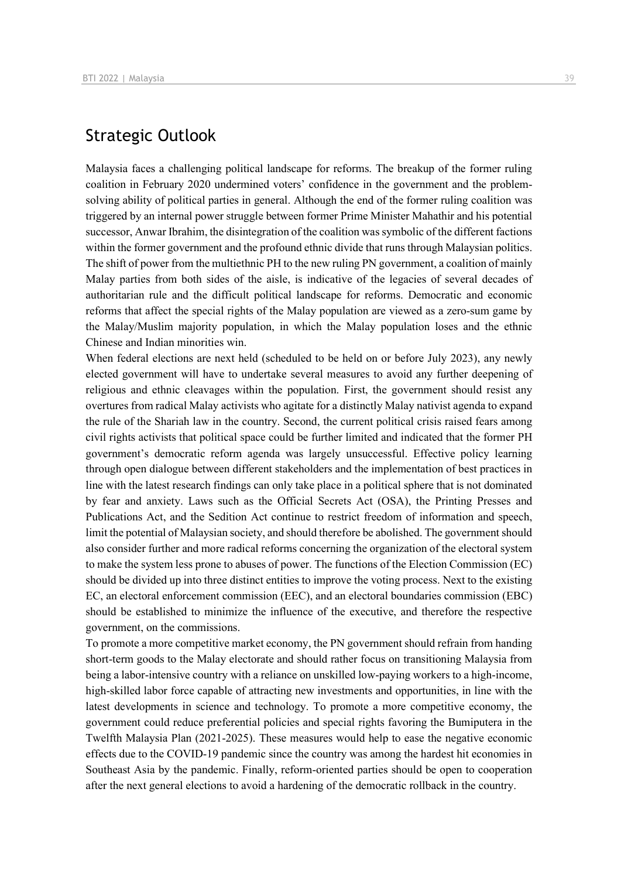## Strategic Outlook

Malaysia faces a challenging political landscape for reforms. The breakup of the former ruling coalition in February 2020 undermined voters' confidence in the government and the problem-solving ability of political parties in general. Although the end of the former ruling coalition was triggered by an internal power struggle between former Prime Minister Mahathir and his potential successor, Anwar Ibrahim, the disintegration of the coalition was symbolic of the different factions within the former government and the profound ethnic divide that runs through Malaysian politics. The shift of power from the multiethnic PH to the new ruling PN government, a coalition of mainly Malay parties from both sides of the aisle, is indicative of the legacies of several decades of authoritarian rule and the difficult political landscape for reforms. Democratic and economic reforms that affect the special rights of the Malay population are viewed as a zero-sum game by the Malay/Muslim majority population, in which the Malay population loses and the ethnic Chinese and Indian minorities win.

When federal elections are next held (scheduled to be held on or before July 2023), any newly elected government will have to undertake several measures to avoid any further deepening of religious and ethnic cleavages within the population. First, the government should resist any overtures from radical Malay activists who agitate for a distinctly Malay nativist agenda to expand the rule of the Shariah law in the country. Second, the current political crisis raised fears among civil rights activists that political space could be further limited and indicated that the former PH government's democratic reform agenda was largely unsuccessful. Effective policy learning through open dialogue between different stakeholders and the implementation of best practices in line with the latest research findings can only take place in a political sphere that is not dominated by fear and anxiety. Laws such as the Official Secrets Act (OSA), the Printing Presses and Publications Act, and the Sedition Act continue to restrict freedom of information and speech, limit the potential of Malaysian society, and should therefore be abolished. The government should also consider further and more radical reforms concerning the organization of the electoral system to make the system less prone to abuses of power. The functions of the Election Commission (EC) should be divided up into three distinct entities to improve the voting process. Next to the existing EC, an electoral enforcement commission (EEC), and an electoral boundaries commission (EBC) should be established to minimize the influence of the executive, and therefore the respective government, on the commissions.

To promote a more competitive market economy, the PN government should refrain from handing short-term goods to the Malay electorate and should rather focus on transitioning Malaysia from being a labor-intensive country with a reliance on unskilled low-paying workers to a high-income, high-skilled labor force capable of attracting new investments and opportunities, in line with the latest developments in science and technology. To promote a more competitive economy, the government could reduce preferential policies and special rights favoring the Bumiputera in the Twelfth Malaysia Plan (2021-2025). These measures would help to ease the negative economic effects due to the COVID-19 pandemic since the country was among the hardest hit economies in Southeast Asia by the pandemic. Finally, reform-oriented parties should be open to cooperation after the next general elections to avoid a hardening of the democratic rollback in the country.